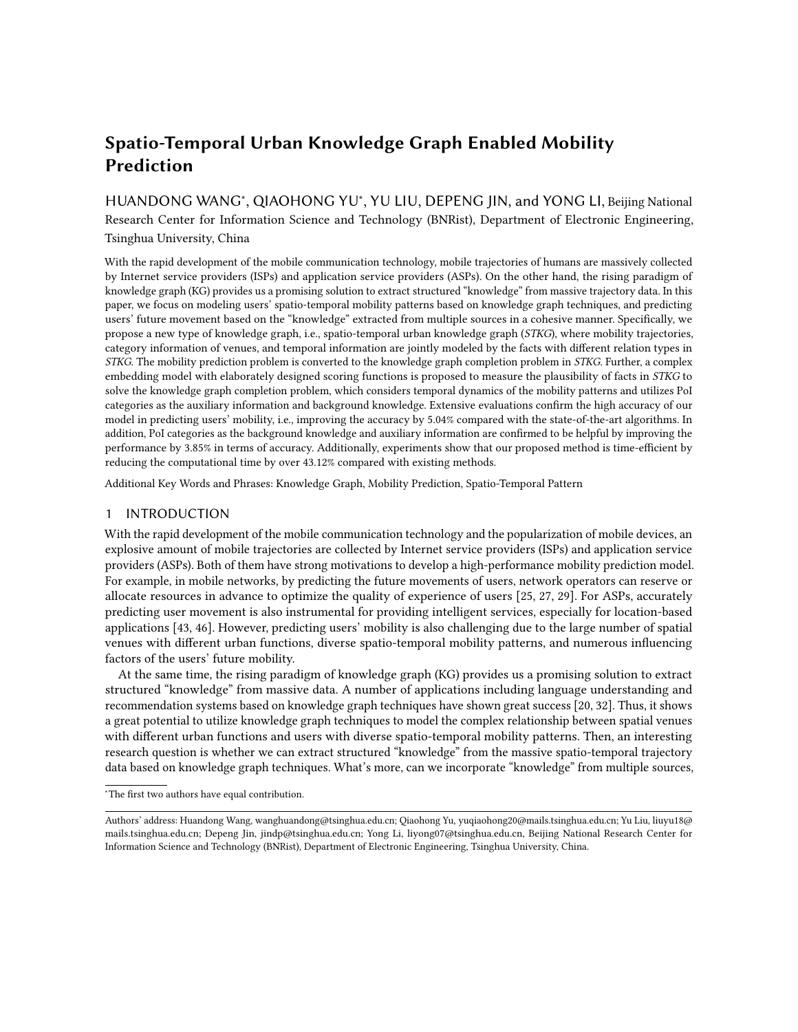# Spatio-Temporal Urban Knowledge Graph Enabled Mobility Prediction

HUANDONG WANG*, QIAOHONG YU*, YU LIU, DEPENG JIN, and YONG LI, Beijing National Research Center for Information Science and Technology (BNRist), Department of Electronic Engineering, Tsinghua University, China

With the rapid development of the mobile communication technology, mobile trajectories of humans are massively collected by Internet service providers (ISPs) and application service providers (ASPs). On the other hand, the rising paradigm of knowledge graph (KG) provides us a promising solution to extract structured "knowledge" from massive trajectory data. In this paper, we focus on modeling users' spatio-temporal mobility patterns based on knowledge graph techniques, and predicting users' future movement based on the "knowledge" extracted from multiple sources in a cohesive manner. Specifically, we propose a new type of knowledge graph, i.e., spatio-temporal urban knowledge graph (*STKG*), where mobility trajectories, category information of venues, and temporal information are jointly modeled by the facts with different relation types in *STKG*. The mobility prediction problem is converted to the knowledge graph completion problem in *STKG*. Further, a complex embedding model with elaborately designed scoring functions is proposed to measure the plausibility of facts in *STKG* to solve the knowledge graph completion problem, which considers temporal dynamics of the mobility patterns and utilizes PoI categories as the auxiliary information and background knowledge. Extensive evaluations confirm the high accuracy of our model in predicting users' mobility, i.e., improving the accuracy by 5.04% compared with the state-of-the-art algorithms. In addition, PoI categories as the background knowledge and auxiliary information are confirmed to be helpful by improving the performance by 3.85% in terms of accuracy. Additionally, experiments show that our proposed method is time-efficient by reducing the computational time by over 43.12% compared with existing methods.

Additional Key Words and Phrases: Knowledge Graph, Mobility Prediction, Spatio-Temporal Pattern

## 1 INTRODUCTION

With the rapid development of the mobile communication technology and the popularization of mobile devices, an explosive amount of mobile trajectories are collected by Internet service providers (ISPs) and application service providers (ASPs). Both of them have strong motivations to develop a high-performance mobility prediction model. For example, in mobile networks, by predicting the future movements of users, network operators can reserve or allocate resources in advance to optimize the quality of experience of users [25, 27, 29]. For ASPs, accurately predicting user movement is also instrumental for providing intelligent services, especially for location-based applications [43, 46]. However, predicting users' mobility is also challenging due to the large number of spatial venues with different urban functions, diverse spatio-temporal mobility patterns, and numerous influencing factors of the users' future mobility.

At the same time, the rising paradigm of knowledge graph (KG) provides us a promising solution to extract structured "knowledge" from massive data. A number of applications including language understanding and recommendation systems based on knowledge graph techniques have shown great success [20, 32]. Thus, it shows a great potential to utilize knowledge graph techniques to model the complex relationship between spatial venues with different urban functions and users with diverse spatio-temporal mobility patterns. Then, an interesting research question is whether we can extract structured "knowledge" from the massive spatio-temporal trajectory data based on knowledge graph techniques. What's more, can we incorporate "knowledge" from multiple sources,

*The first two authors have equal contribution.

Authors' address: Huandong Wang, wanghuandong@tsinghua.edu.cn; Qiaohong Yu, yuqiaohong20@mails.tsinghua.edu.cn; Yu Liu, liuyu18@mails.tsinghua.edu.cn; Depeng Jin, jindp@tsinghua.edu.cn; Yong Li, liyong07@tsinghua.edu.cn, Beijing National Research Center for Information Science and Technology (BNRist), Department of Electronic Engineering, Tsinghua University, China.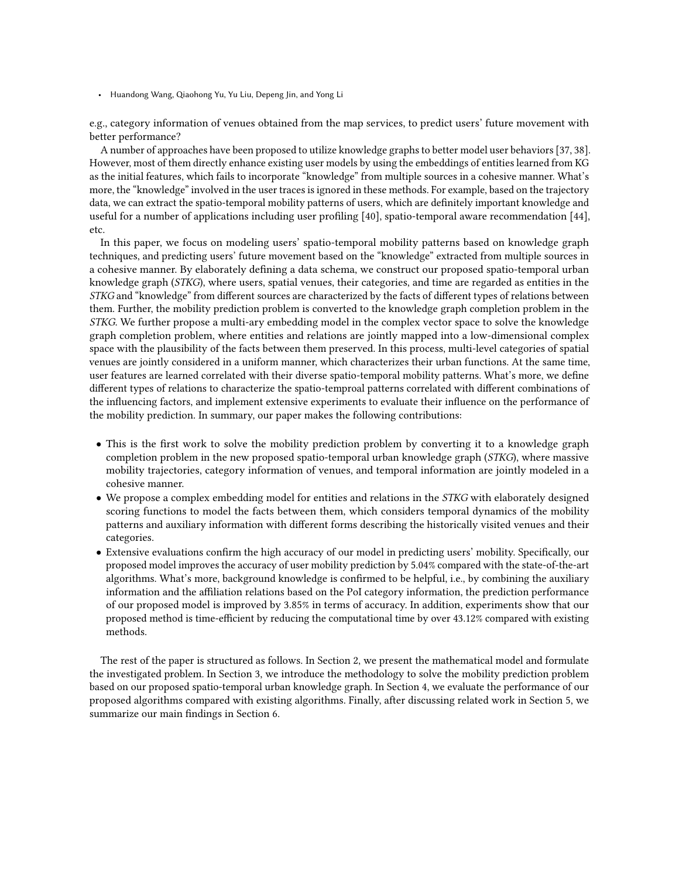e.g., category information of venues obtained from the map services, to predict users' future movement with better performance?

A number of approaches have been proposed to utilize knowledge graphs to better model user behaviors [37, 38]. However, most of them directly enhance existing user models by using the embeddings of entities learned from KG as the initial features, which fails to incorporate "knowledge" from multiple sources in a cohesive manner. What's more, the "knowledge" involved in the user traces is ignored in these methods. For example, based on the trajectory data, we can extract the spatio-temporal mobility patterns of users, which are definitely important knowledge and useful for a number of applications including user profiling [40], spatio-temporal aware recommendation [44], etc.

In this paper, we focus on modeling users' spatio-temporal mobility patterns based on knowledge graph techniques, and predicting users' future movement based on the "knowledge" extracted from multiple sources in a cohesive manner. By elaborately defining a data schema, we construct our proposed spatio-temporal urban knowledge graph (*STKG*), where users, spatial venues, their categories, and time are regarded as entities in the *STKG* and "knowledge" from different sources are characterized by the facts of different types of relations between them. Further, the mobility prediction problem is converted to the knowledge graph completion problem in the *STKG*. We further propose a multi-ary embedding model in the complex vector space to solve the knowledge graph completion problem, where entities and relations are jointly mapped into a low-dimensional complex space with the plausibility of the facts between them preserved. In this process, multi-level categories of spatial venues are jointly considered in a uniform manner, which characterizes their urban functions. At the same time, user features are learned correlated with their diverse spatio-temporal mobility patterns. What's more, we define different types of relations to characterize the spatio-temproal patterns correlated with different combinations of the influencing factors, and implement extensive experiments to evaluate their influence on the performance of the mobility prediction. In summary, our paper makes the following contributions:

- This is the first work to solve the mobility prediction problem by converting it to a knowledge graph completion problem in the new proposed spatio-temporal urban knowledge graph (*STKG*), where massive mobility trajectories, category information of venues, and temporal information are jointly modeled in a cohesive manner.
- We propose a complex embedding model for entities and relations in the *STKG* with elaborately designed scoring functions to model the facts between them, which considers temporal dynamics of the mobility patterns and auxiliary information with different forms describing the historically visited venues and their categories.
- Extensive evaluations confirm the high accuracy of our model in predicting users' mobility. Specifically, our proposed model improves the accuracy of user mobility prediction by 5.04% compared with the state-of-the-art algorithms. What's more, background knowledge is confirmed to be helpful, i.e., by combining the auxiliary information and the affiliation relations based on the PoI category information, the prediction performance of our proposed model is improved by 3.85% in terms of accuracy. In addition, experiments show that our proposed method is time-efficient by reducing the computational time by over 43.12% compared with existing methods.

The rest of the paper is structured as follows. In Section 2, we present the mathematical model and formulate the investigated problem. In Section 3, we introduce the methodology to solve the mobility prediction problem based on our proposed spatio-temporal urban knowledge graph. In Section 4, we evaluate the performance of our proposed algorithms compared with existing algorithms. Finally, after discussing related work in Section 5, we summarize our main findings in Section 6.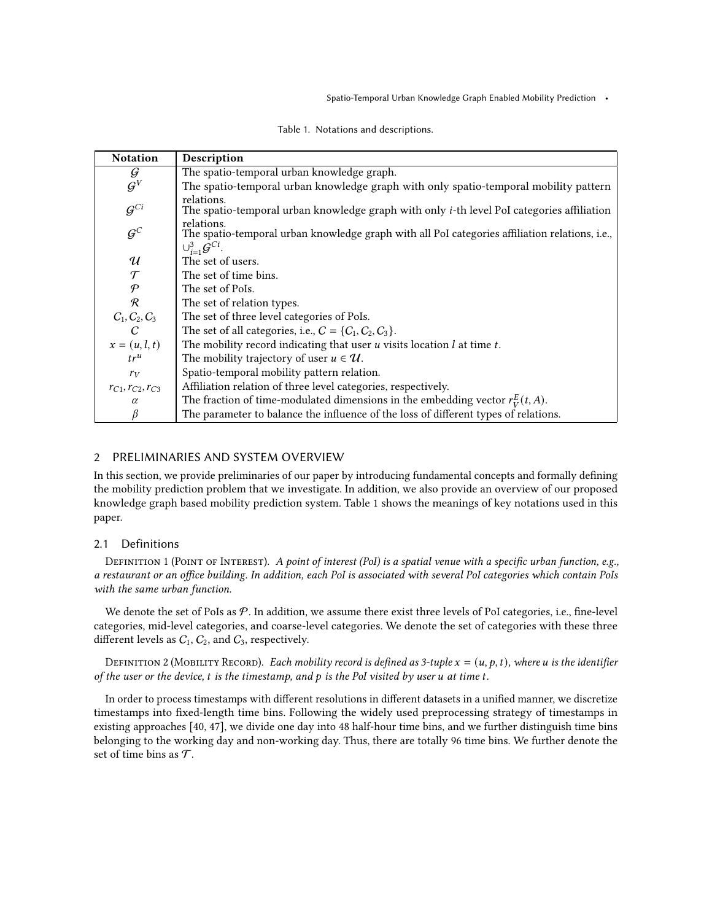Table 1. Notations and descriptions.

| Notation | Description |
|---|---|
| $\mathcal{G}$ | The spatio-temporal urban knowledge graph. |
| $\mathcal{G}^V$ | The spatio-temporal urban knowledge graph with only spatio-temporal mobility pattern relations. |
| $\mathcal{G}^{Ci}$ | The spatio-temporal urban knowledge graph with only $i$-th level PoI categories affiliation relations. |
| $\mathcal{G}^C$ | The spatio-temporal urban knowledge graph with all PoI categories affiliation relations, i.e., $\cup_{i=1}^{3}\mathcal{G}^{Ci}$. |
| $\mathcal{U}$ | The set of users. |
| $\mathcal{T}$ | The set of time bins. |
| $\mathcal{P}$ | The set of PoIs. |
| $\mathcal{R}$ | The set of relation types. |
| $C_1, C_2, C_3$ | The set of three level categories of PoIs. |
| $C$ | The set of all categories, i.e., $C = \{C_1, C_2, C_3\}$. |
| $x = (u, l, t)$ | The mobility record indicating that user $u$ visits location $l$ at time $t$. |
| $tr^u$ | The mobility trajectory of user $u \in \mathcal{U}$. |
| $r_V$ | Spatio-temporal mobility pattern relation. |
| $r_{C1}, r_{C2}, r_{C3}$ | Affiliation relation of three level categories, respectively. |
| $\alpha$ | The fraction of time-modulated dimensions in the embedding vector $r_V^E(t, A)$. |
| $\beta$ | The parameter to balance the influence of the loss of different types of relations. |

## 2 PRELIMINARIES AND SYSTEM OVERVIEW

In this section, we provide preliminaries of our paper by introducing fundamental concepts and formally defining the mobility prediction problem that we investigate. In addition, we also provide an overview of our proposed knowledge graph based mobility prediction system. Table 1 shows the meanings of key notations used in this paper.

### 2.1 Definitions

Definition 1 (Point of Interest). *A point of interest (PoI) is a spatial venue with a specific urban function, e.g., a restaurant or an office building. In addition, each PoI is associated with several PoI categories which contain PoIs with the same urban function.*

We denote the set of PoIs as $\mathcal{P}$. In addition, we assume there exist three levels of PoI categories, i.e., fine-level categories, mid-level categories, and coarse-level categories. We denote the set of categories with these three different levels as $C_1$, $C_2$, and $C_3$, respectively.

Definition 2 (Mobility Record). *Each mobility record is defined as 3-tuple $x = (u, p, t)$, where $u$ is the identifier of the user or the device, $t$ is the timestamp, and $p$ is the PoI visited by user $u$ at time $t$.*

In order to process timestamps with different resolutions in different datasets in a unified manner, we discretize timestamps into fixed-length time bins. Following the widely used preprocessing strategy of timestamps in existing approaches [40, 47], we divide one day into 48 half-hour time bins, and we further distinguish time bins belonging to the working day and non-working day. Thus, there are totally 96 time bins. We further denote the set of time bins as $\mathcal{T}$.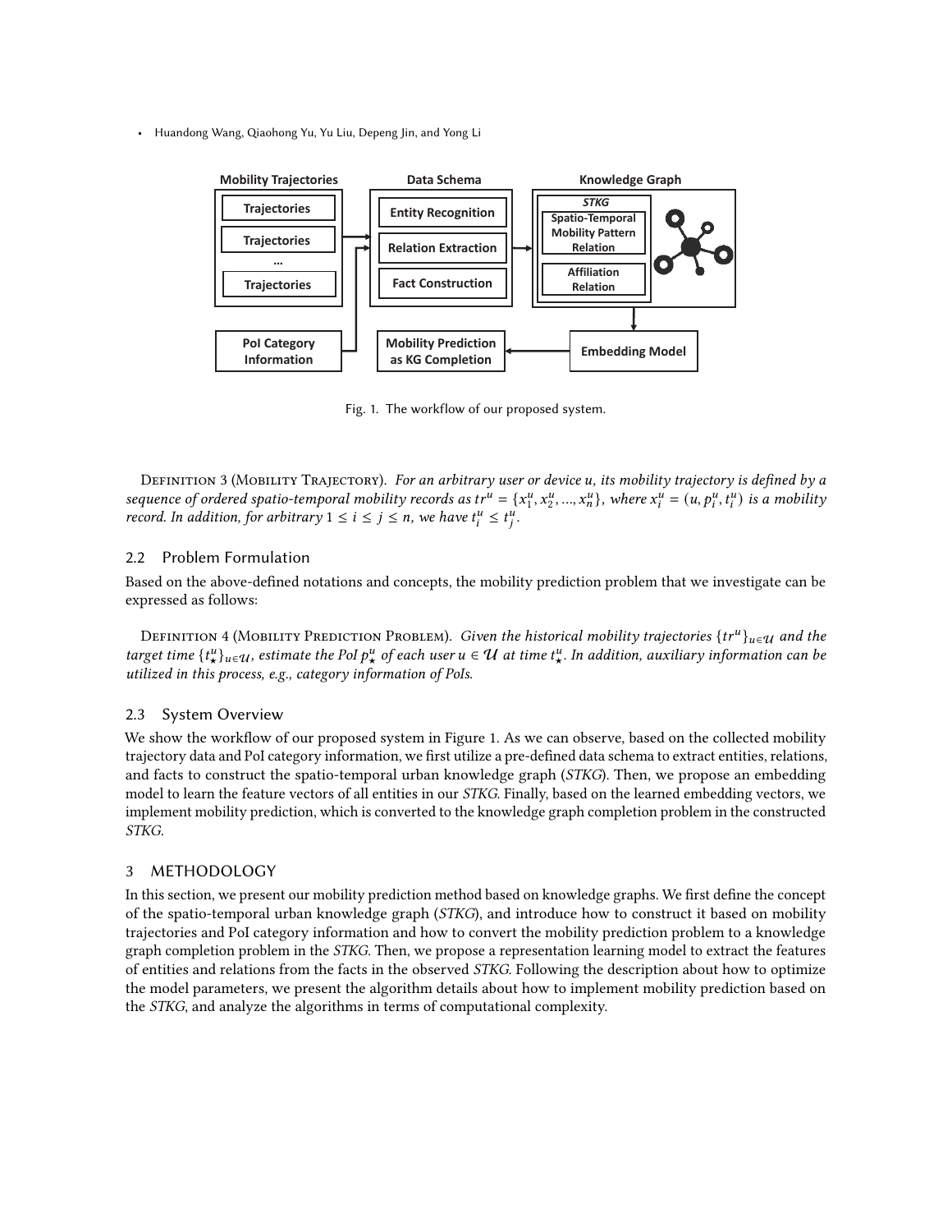Fig. 1. The workflow of our proposed system.

Definition 3 (Mobility Trajectory). *For an arbitrary user or device u, its mobility trajectory is defined by a sequence of ordered spatio-temporal mobility records as $tr^u = \{x_1^u, x_2^u, ..., x_n^u\}$, where $x_i^u = (u, p_i^u, t_i^u)$ is a mobility record. In addition, for arbitrary $1 \leq i \leq j \leq n$, we have $t_i^u \leq t_j^u$.*

## 2.2 Problem Formulation

Based on the above-defined notations and concepts, the mobility prediction problem that we investigate can be expressed as follows:

Definition 4 (Mobility Prediction Problem). *Given the historical mobility trajectories $\{tr^u\}_{u \in \mathcal{U}}$ and the target time $\{t_\star^u\}_{u \in \mathcal{U}}$, estimate the PoI $p_\star^u$ of each user $u \in \mathcal{U}$ at time $t_\star^u$. In addition, auxiliary information can be utilized in this process, e.g., category information of PoIs.*

## 2.3 System Overview

We show the workflow of our proposed system in Figure 1. As we can observe, based on the collected mobility trajectory data and PoI category information, we first utilize a pre-defined data schema to extract entities, relations, and facts to construct the spatio-temporal urban knowledge graph (*STKG*). Then, we propose an embedding model to learn the feature vectors of all entities in our *STKG*. Finally, based on the learned embedding vectors, we implement mobility prediction, which is converted to the knowledge graph completion problem in the constructed *STKG*.

# 3 METHODOLOGY

In this section, we present our mobility prediction method based on knowledge graphs. We first define the concept of the spatio-temporal urban knowledge graph (*STKG*), and introduce how to construct it based on mobility trajectories and PoI category information and how to convert the mobility prediction problem to a knowledge graph completion problem in the *STKG*. Then, we propose a representation learning model to extract the features of entities and relations from the facts in the observed *STKG*. Following the description about how to optimize the model parameters, we present the algorithm details about how to implement mobility prediction based on the *STKG*, and analyze the algorithms in terms of computational complexity.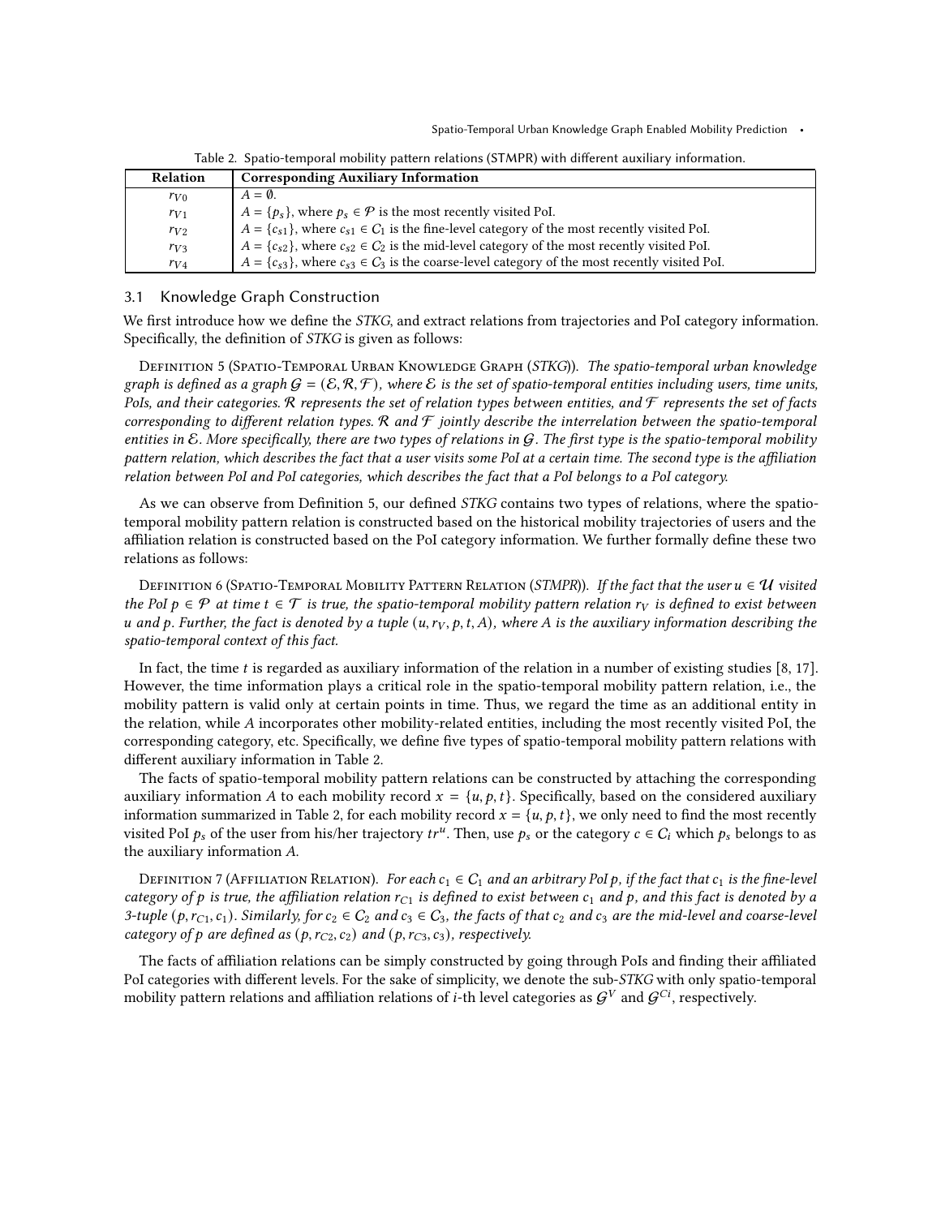Table 2. Spatio-temporal mobility pattern relations (STMPR) with different auxiliary information.

| Relation | Corresponding Auxiliary Information |
|---|---|
| $r_{V0}$ | $A = \emptyset$. |
| $r_{V1}$ | $A = \{p_s\}$, where $p_s \in \mathcal{P}$ is the most recently visited PoI. |
| $r_{V2}$ | $A = \{c_{s1}\}$, where $c_{s1} \in C_1$ is the fine-level category of the most recently visited PoI. |
| $r_{V3}$ | $A = \{c_{s2}\}$, where $c_{s2} \in C_2$ is the mid-level category of the most recently visited PoI. |
| $r_{V4}$ | $A = \{c_{s3}\}$, where $c_{s3} \in C_3$ is the coarse-level category of the most recently visited PoI. |

## 3.1 Knowledge Graph Construction

We first introduce how we define the *STKG*, and extract relations from trajectories and PoI category information. Specifically, the definition of *STKG* is given as follows:

Definition 5 (Spatio-Temporal Urban Knowledge Graph (*STKG*)). *The spatio-temporal urban knowledge graph is defined as a graph $\mathcal{G} = (\mathcal{E}, \mathcal{R}, \mathcal{F})$, where $\mathcal{E}$ is the set of spatio-temporal entities including users, time units, PoIs, and their categories. $\mathcal{R}$ represents the set of relation types between entities, and $\mathcal{F}$ represents the set of facts corresponding to different relation types. $\mathcal{R}$ and $\mathcal{F}$ jointly describe the interrelation between the spatio-temporal entities in $\mathcal{E}$. More specifically, there are two types of relations in $\mathcal{G}$. The first type is the spatio-temporal mobility pattern relation, which describes the fact that a user visits some PoI at a certain time. The second type is the affiliation relation between PoI and PoI categories, which describes the fact that a PoI belongs to a PoI category.*

As we can observe from Definition 5, our defined *STKG* contains two types of relations, where the spatio-temporal mobility pattern relation is constructed based on the historical mobility trajectories of users and the affiliation relation is constructed based on the PoI category information. We further formally define these two relations as follows:

Definition 6 (Spatio-Temporal Mobility Pattern Relation (*STMPR*)). *If the fact that the user $u \in \mathcal{U}$ visited the PoI $p \in \mathcal{P}$ at time $t \in \mathcal{T}$ is true, the spatio-temporal mobility pattern relation $r_V$ is defined to exist between $u$ and $p$. Further, the fact is denoted by a tuple $(u, r_V, p, t, A)$, where $A$ is the auxiliary information describing the spatio-temporal context of this fact.*

In fact, the time $t$ is regarded as auxiliary information of the relation in a number of existing studies [8, 17]. However, the time information plays a critical role in the spatio-temporal mobility pattern relation, i.e., the mobility pattern is valid only at certain points in time. Thus, we regard the time as an additional entity in the relation, while $A$ incorporates other mobility-related entities, including the most recently visited PoI, the corresponding category, etc. Specifically, we define five types of spatio-temporal mobility pattern relations with different auxiliary information in Table 2.

The facts of spatio-temporal mobility pattern relations can be constructed by attaching the corresponding auxiliary information $A$ to each mobility record $x = \{u, p, t\}$. Specifically, based on the considered auxiliary information summarized in Table 2, for each mobility record $x = \{u, p, t\}$, we only need to find the most recently visited PoI $p_s$ of the user from his/her trajectory $tr^u$. Then, use $p_s$ or the category $c \in C_i$ which $p_s$ belongs to as the auxiliary information $A$.

Definition 7 (Affiliation Relation). *For each $c_1 \in C_1$ and an arbitrary PoI $p$, if the fact that $c_1$ is the fine-level category of $p$ is true, the affiliation relation $r_{C1}$ is defined to exist between $c_1$ and $p$, and this fact is denoted by a 3-tuple $(p, r_{C1}, c_1)$. Similarly, for $c_2 \in C_2$ and $c_3 \in C_3$, the facts of that $c_2$ and $c_3$ are the mid-level and coarse-level category of $p$ are defined as $(p, r_{C2}, c_2)$ and $(p, r_{C3}, c_3)$, respectively.*

The facts of affiliation relations can be simply constructed by going through PoIs and finding their affiliated PoI categories with different levels. For the sake of simplicity, we denote the sub-*STKG* with only spatio-temporal mobility pattern relations and affiliation relations of $i$-th level categories as $\mathcal{G}^V$ and $\mathcal{G}^{Ci}$, respectively.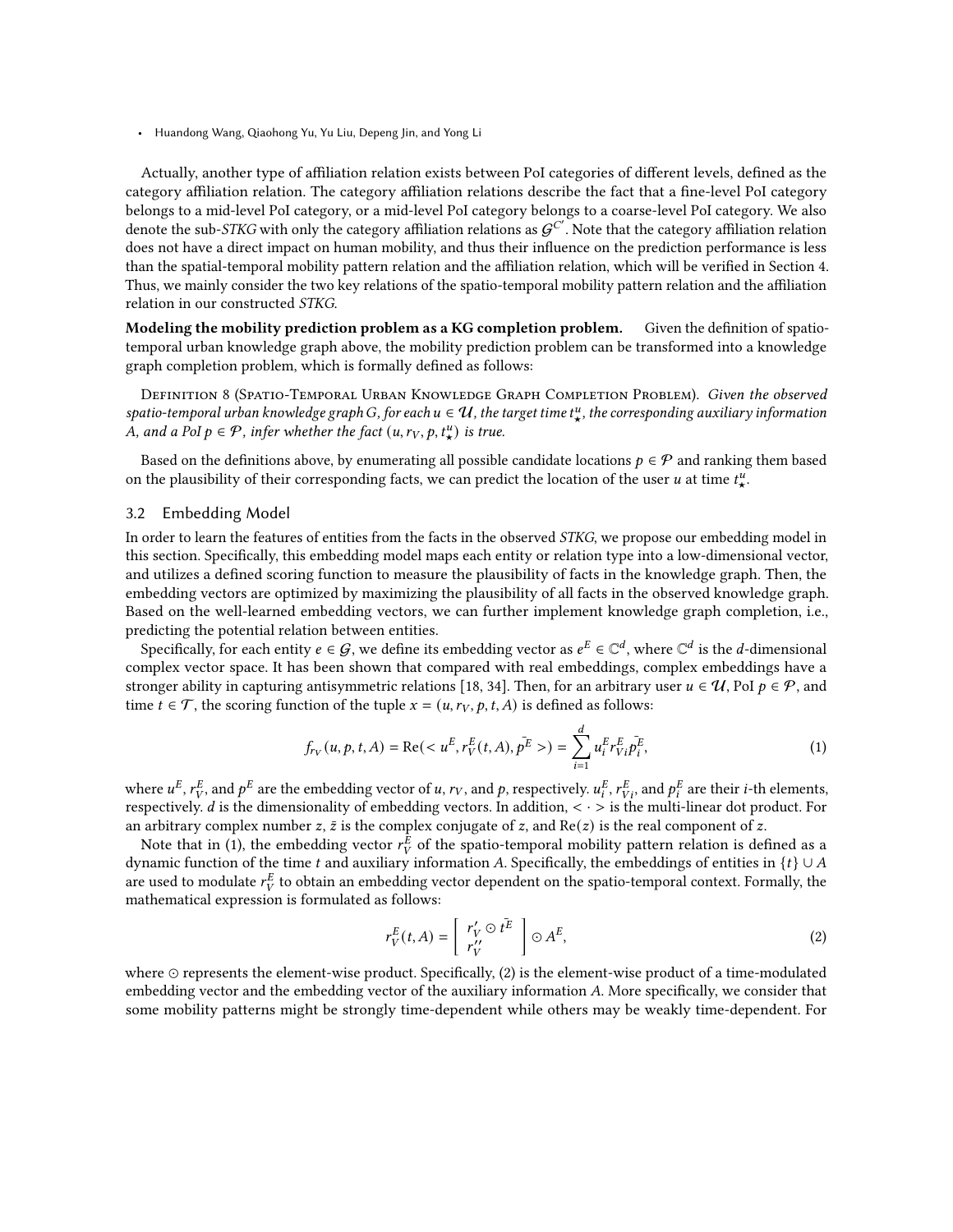Actually, another type of affiliation relation exists between PoI categories of different levels, defined as the category affiliation relation. The category affiliation relations describe the fact that a fine-level PoI category belongs to a mid-level PoI category, or a mid-level PoI category belongs to a coarse-level PoI category. We also denote the sub-*STKG* with only the category affiliation relations as $\mathcal{G}^{C'}$. Note that the category affiliation relation does not have a direct impact on human mobility, and thus their influence on the prediction performance is less than the spatial-temporal mobility pattern relation and the affiliation relation, which will be verified in Section 4. Thus, we mainly consider the two key relations of the spatio-temporal mobility pattern relation and the affiliation relation in our constructed *STKG*.

**Modeling the mobility prediction problem as a KG completion problem.** Given the definition of spatio-temporal urban knowledge graph above, the mobility prediction problem can be transformed into a knowledge graph completion problem, which is formally defined as follows:

Definition 8 (Spatio-Temporal Urban Knowledge Graph Completion Problem). *Given the observed spatio-temporal urban knowledge graph G, for each $u \in \mathcal{U}$, the target time $t^u_\star$, the corresponding auxiliary information A, and a PoI $p \in \mathcal{P}$, infer whether the fact $(u, r_V, p, t^u_\star)$ is true.*

Based on the definitions above, by enumerating all possible candidate locations $p \in \mathcal{P}$ and ranking them based on the plausibility of their corresponding facts, we can predict the location of the user $u$ at time $t^u_\star$.

## 3.2 Embedding Model

In order to learn the features of entities from the facts in the observed *STKG*, we propose our embedding model in this section. Specifically, this embedding model maps each entity or relation type into a low-dimensional vector, and utilizes a defined scoring function to measure the plausibility of facts in the knowledge graph. Then, the embedding vectors are optimized by maximizing the plausibility of all facts in the observed knowledge graph. Based on the well-learned embedding vectors, we can further implement knowledge graph completion, i.e., predicting the potential relation between entities.

Specifically, for each entity $e \in \mathcal{G}$, we define its embedding vector as $e^E \in \mathbb{C}^d$, where $\mathbb{C}^d$ is the $d$-dimensional complex vector space. It has been shown that compared with real embeddings, complex embeddings have a stronger ability in capturing antisymmetric relations [18, 34]. Then, for an arbitrary user $u \in \mathcal{U}$, PoI $p \in \mathcal{P}$, and time $t \in \mathcal{T}$, the scoring function of the tuple $x = (u, r_V, p, t, A)$ is defined as follows:

$$f_{r_V}(u, p, t, A) = \mathrm{Re}(< u^E, r_V^E(t, A), \bar{p^E} >) = \sum_{i=1}^{d} u_i^E r_{Vi}^E \bar{p_i^E}, \tag{1}$$

where $u^E$, $r_V^E$, and $p^E$ are the embedding vector of $u$, $r_V$, and $p$, respectively. $u_i^E$, $r_{Vi}^E$, and $p_i^E$ are their $i$-th elements, respectively. $d$ is the dimensionality of embedding vectors. In addition, $< \cdot >$ is the multi-linear dot product. For an arbitrary complex number $z$, $\bar{z}$ is the complex conjugate of $z$, and $\mathrm{Re}(z)$ is the real component of $z$.

Note that in (1), the embedding vector $r_V^E$ of the spatio-temporal mobility pattern relation is defined as a dynamic function of the time $t$ and auxiliary information $A$. Specifically, the embeddings of entities in $\{t\} \cup A$ are used to modulate $r_V^E$ to obtain an embedding vector dependent on the spatio-temporal context. Formally, the mathematical expression is formulated as follows:

$$r_V^E(t, A) = \begin{bmatrix} r'_V \odot \bar{t^E} \\ r''_V \end{bmatrix} \odot A^E, \tag{2}$$

where $\odot$ represents the element-wise product. Specifically, (2) is the element-wise product of a time-modulated embedding vector and the embedding vector of the auxiliary information $A$. More specifically, we consider that some mobility patterns might be strongly time-dependent while others may be weakly time-dependent. For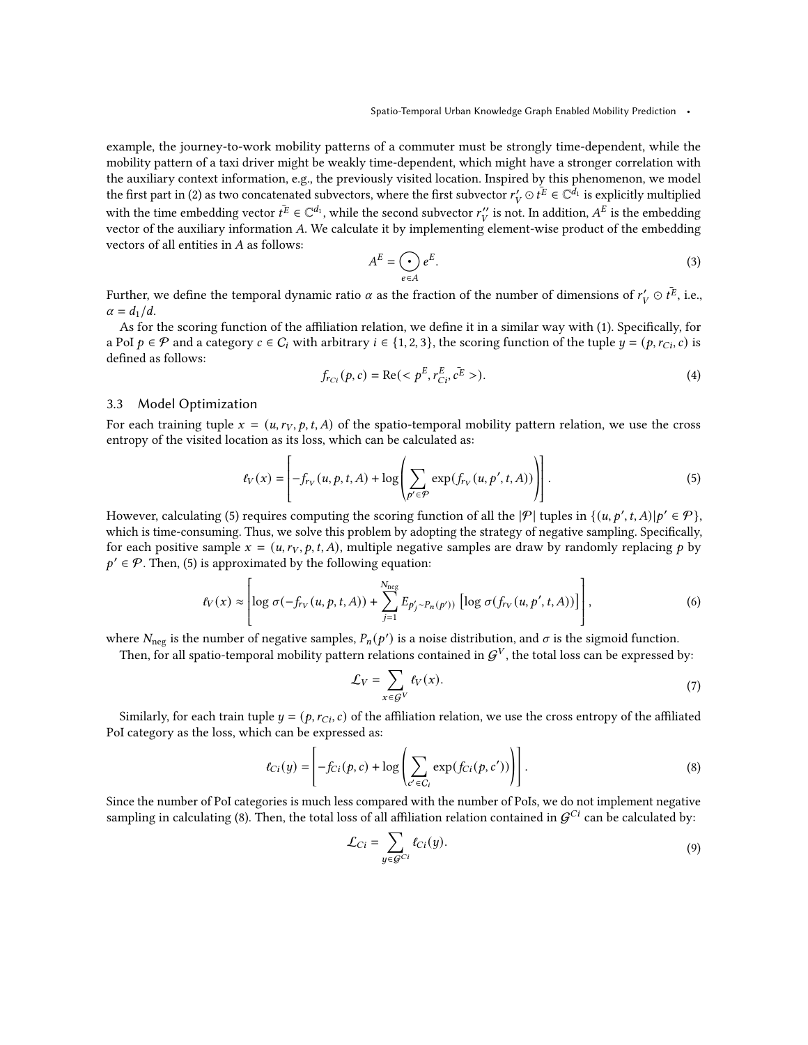example, the journey-to-work mobility patterns of a commuter must be strongly time-dependent, while the mobility pattern of a taxi driver might be weakly time-dependent, which might have a stronger correlation with the auxiliary context information, e.g., the previously visited location. Inspired by this phenomenon, we model the first part in (2) as two concatenated subvectors, where the first subvector $r_V' \odot \bar{t^E} \in \mathbb{C}^{d_1}$ is explicitly multiplied with the time embedding vector $\bar{t^E} \in \mathbb{C}^{d_1}$, while the second subvector $r_V''$ is not. In addition, $A^E$ is the embedding vector of the auxiliary information $A$. We calculate it by implementing element-wise product of the embedding vectors of all entities in $A$ as follows:

$$A^E = \bigodot_{e \in A} e^E. \tag{3}$$

Further, we define the temporal dynamic ratio $\alpha$ as the fraction of the number of dimensions of $r_V' \odot \bar{t^E}$, i.e., $\alpha = d_1/d$.

As for the scoring function of the affiliation relation, we define it in a similar way with (1). Specifically, for a PoI $p \in \mathcal{P}$ and a category $c \in C_i$ with arbitrary $i \in \{1, 2, 3\}$, the scoring function of the tuple $y = (p, r_{Ci}, c)$ is defined as follows:

$$f_{r_{Ci}}(p, c) = \text{Re}(< p^E, r_{Ci}^E, \bar{c^E} >). \tag{4}$$

### 3.3 Model Optimization

For each training tuple $x = (u, r_V, p, t, A)$ of the spatio-temporal mobility pattern relation, we use the cross entropy of the visited location as its loss, which can be calculated as:

$$\ell_V(x) = \left[ -f_{r_V}(u, p, t, A) + \log \left( \sum_{p' \in \mathcal{P}} \exp(f_{r_V}(u, p', t, A)) \right) \right]. \tag{5}$$

However, calculating (5) requires computing the scoring function of all the $|\mathcal{P}|$ tuples in $\{(u, p', t, A) | p' \in \mathcal{P}\}$, which is time-consuming. Thus, we solve this problem by adopting the strategy of negative sampling. Specifically, for each positive sample $x = (u, r_V, p, t, A)$, multiple negative samples are draw by randomly replacing $p$ by $p' \in \mathcal{P}$. Then, (5) is approximated by the following equation:

$$\ell_V(x) \approx \left[ \log \sigma(-f_{r_V}(u, p, t, A)) + \sum_{j=1}^{N_{\text{neg}}} E_{p_j' \sim P_n(p')} \left[ \log \sigma(f_{r_V}(u, p', t, A)) \right] \right], \tag{6}$$

where $N_{\text{neg}}$ is the number of negative samples, $P_n(p')$ is a noise distribution, and $\sigma$ is the sigmoid function.

Then, for all spatio-temporal mobility pattern relations contained in $\mathcal{G}^V$, the total loss can be expressed by:

$$\mathcal{L}_V = \sum_{x \in \mathcal{G}^V} \ell_V(x). \tag{7}$$

Similarly, for each train tuple $y = (p, r_{Ci}, c)$ of the affiliation relation, we use the cross entropy of the affiliated PoI category as the loss, which can be expressed as:

$$\ell_{Ci}(y) = \left[ -f_{Ci}(p, c) + \log \left( \sum_{c' \in C_i} \exp(f_{Ci}(p, c')) \right) \right]. \tag{8}$$

Since the number of PoI categories is much less compared with the number of PoIs, we do not implement negative sampling in calculating (8). Then, the total loss of all affiliation relation contained in $\mathcal{G}^{Ci}$ can be calculated by:

$$\mathcal{L}_{Ci} = \sum_{y \in \mathcal{G}^{Ci}} \ell_{Ci}(y). \tag{9}$$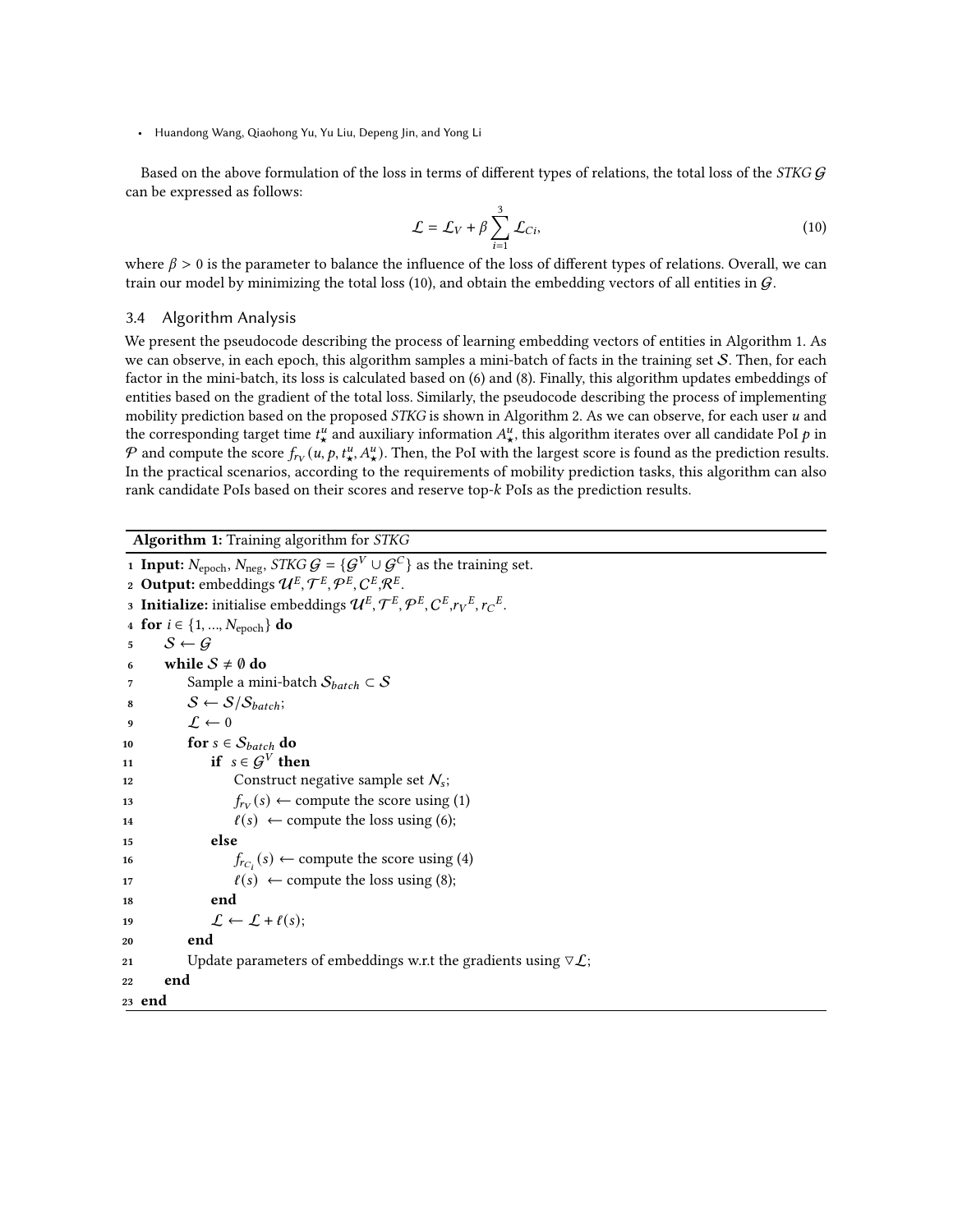Based on the above formulation of the loss in terms of different types of relations, the total loss of the *STKG* $\mathcal{G}$ can be expressed as follows:

$$\mathcal{L} = \mathcal{L}_V + \beta \sum_{i=1}^{3} \mathcal{L}_{Ci}, \tag{10}$$

where $\beta > 0$ is the parameter to balance the influence of the loss of different types of relations. Overall, we can train our model by minimizing the total loss (10), and obtain the embedding vectors of all entities in $\mathcal{G}$.

### 3.4 Algorithm Analysis

We present the pseudocode describing the process of learning embedding vectors of entities in Algorithm 1. As we can observe, in each epoch, this algorithm samples a mini-batch of facts in the training set $\mathcal{S}$. Then, for each factor in the mini-batch, its loss is calculated based on (6) and (8). Finally, this algorithm updates embeddings of entities based on the gradient of the total loss. Similarly, the pseudocode describing the process of implementing mobility prediction based on the proposed *STKG* is shown in Algorithm 2. As we can observe, for each user $u$ and the corresponding target time $t^u_\star$ and auxiliary information $A^u_\star$, this algorithm iterates over all candidate PoI $p$ in $\mathcal{P}$ and compute the score $f_{r_V}(u, p, t^u_\star, A^u_\star)$. Then, the PoI with the largest score is found as the prediction results. In the practical scenarios, according to the requirements of mobility prediction tasks, this algorithm can also rank candidate PoIs based on their scores and reserve top-$k$ PoIs as the prediction results.

**Algorithm 1:** Training algorithm for *STKG*

```
1  Input: N_epoch, N_neg, STKG G = {G^V ∪ G^C} as the training set.
2  Output: embeddings U^E, T^E, P^E, C^E, R^E.
3  Initialize: initialise embeddings U^E, T^E, P^E, C^E, r_V^E, r_C^E.
4  for i ∈ {1, ..., N_epoch} do
5      S ← G
6      while S ≠ ∅ do
7          Sample a mini-batch S_batch ⊂ S
8          S ← S/S_batch;
9          L ← 0
10         for s ∈ S_batch do
11             if s ∈ G^V then
12                 Construct negative sample set N_s;
13                 f_{r_V}(s) ← compute the score using (1)
14                 ℓ(s) ← compute the loss using (6);
15             else
16                 f_{r_{C_i}}(s) ← compute the score using (4)
17                 ℓ(s) ← compute the loss using (8);
18             end
19             L ← L + ℓ(s);
20         end
21         Update parameters of embeddings w.r.t the gradients using ∇L;
22     end
23 end
```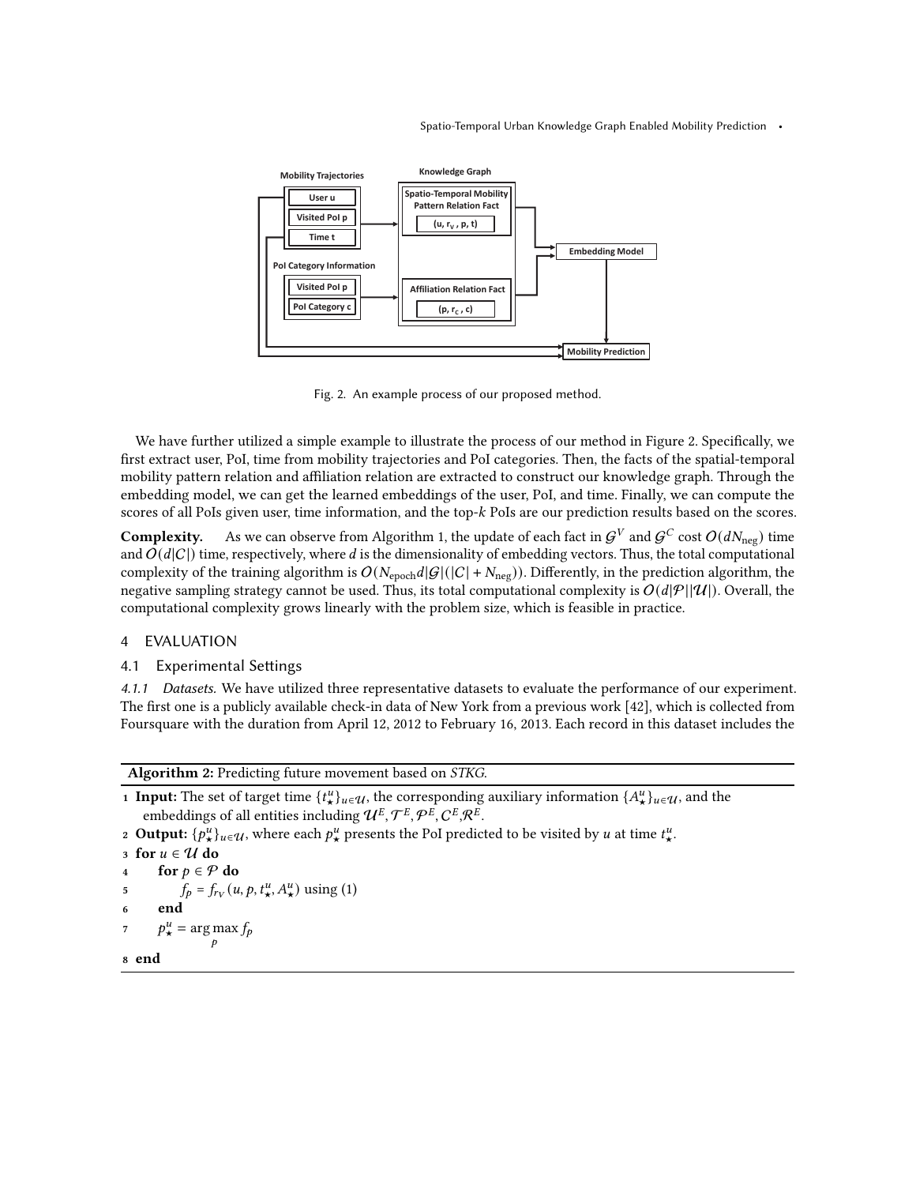Fig. 2. An example process of our proposed method.

We have further utilized a simple example to illustrate the process of our method in Figure 2. Specifically, we first extract user, PoI, time from mobility trajectories and PoI categories. Then, the facts of the spatial-temporal mobility pattern relation and affiliation relation are extracted to construct our knowledge graph. Through the embedding model, we can get the learned embeddings of the user, PoI, and time. Finally, we can compute the scores of all PoIs given user, time information, and the top-$k$ PoIs are our prediction results based on the scores.

**Complexity.** As we can observe from Algorithm 1, the update of each fact in $\mathcal{G}^V$ and $\mathcal{G}^C$ cost $O(dN_{\text{neg}})$ time and $O(d|C|)$ time, respectively, where $d$ is the dimensionality of embedding vectors. Thus, the total computational complexity of the training algorithm is $O(N_{\text{epoch}}d|\mathcal{G}|(|C| + N_{\text{neg}}))$. Differently, in the prediction algorithm, the negative sampling strategy cannot be used. Thus, its total computational complexity is $O(d|\mathcal{P}||\mathcal{U}|)$. Overall, the computational complexity grows linearly with the problem size, which is feasible in practice.

## 4 EVALUATION

### 4.1 Experimental Settings

*4.1.1 Datasets.* We have utilized three representative datasets to evaluate the performance of our experiment. The first one is a publicly available check-in data of New York from a previous work [42], which is collected from Foursquare with the duration from April 12, 2012 to February 16, 2013. Each record in this dataset includes the

**Algorithm 2:** Predicting future movement based on *STKG*.

1 **Input:** The set of target time $\{t^u_\star\}_{u\in\mathcal{U}}$, the corresponding auxiliary information $\{A^u_\star\}_{u\in\mathcal{U}}$, and the embeddings of all entities including $\mathcal{U}^E, \mathcal{T}^E, \mathcal{P}^E, \mathcal{C}^E, \mathcal{R}^E$.
2 **Output:** $\{p^u_\star\}_{u\in\mathcal{U}}$, where each $p^u_\star$ presents the PoI predicted to be visited by $u$ at time $t^u_\star$.
3 **for** $u \in \mathcal{U}$ **do**
4     **for** $p \in \mathcal{P}$ **do**
5         $f_p = f_{r_V}(u, p, t^u_\star, A^u_\star)$ using (1)
6     **end**
7     $p^u_\star = \arg\max_p f_p$
8 **end**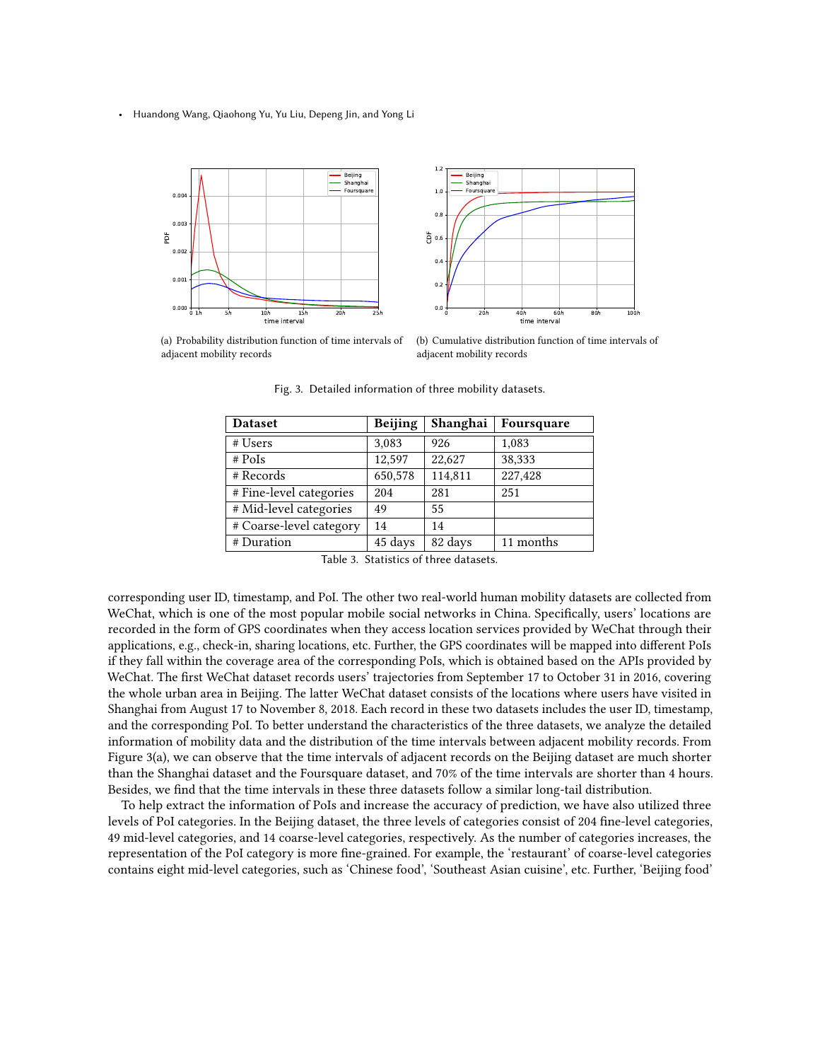(a) Probability distribution function of time intervals of adjacent mobility records

(b) Cumulative distribution function of time intervals of adjacent mobility records

Fig. 3. Detailed information of three mobility datasets.

| Dataset | Beijing | Shanghai | Foursquare |
|---|---|---|---|
| # Users | 3,083 | 926 | 1,083 |
| # PoIs | 12,597 | 22,627 | 38,333 |
| # Records | 650,578 | 114,811 | 227,428 |
| # Fine-level categories | 204 | 281 | 251 |
| # Mid-level categories | 49 | 55 | |
| # Coarse-level category | 14 | 14 | |
| # Duration | 45 days | 82 days | 11 months |

Table 3. Statistics of three datasets.

corresponding user ID, timestamp, and PoI. The other two real-world human mobility datasets are collected from WeChat, which is one of the most popular mobile social networks in China. Specifically, users' locations are recorded in the form of GPS coordinates when they access location services provided by WeChat through their applications, e.g., check-in, sharing locations, etc. Further, the GPS coordinates will be mapped into different PoIs if they fall within the coverage area of the corresponding PoIs, which is obtained based on the APIs provided by WeChat. The first WeChat dataset records users' trajectories from September 17 to October 31 in 2016, covering the whole urban area in Beijing. The latter WeChat dataset consists of the locations where users have visited in Shanghai from August 17 to November 8, 2018. Each record in these two datasets includes the user ID, timestamp, and the corresponding PoI. To better understand the characteristics of the three datasets, we analyze the detailed information of mobility data and the distribution of the time intervals between adjacent mobility records. From Figure 3(a), we can observe that the time intervals of adjacent records on the Beijing dataset are much shorter than the Shanghai dataset and the Foursquare dataset, and 70% of the time intervals are shorter than 4 hours. Besides, we find that the time intervals in these three datasets follow a similar long-tail distribution.

To help extract the information of PoIs and increase the accuracy of prediction, we have also utilized three levels of PoI categories. In the Beijing dataset, the three levels of categories consist of 204 fine-level categories, 49 mid-level categories, and 14 coarse-level categories, respectively. As the number of categories increases, the representation of the PoI category is more fine-grained. For example, the 'restaurant' of coarse-level categories contains eight mid-level categories, such as 'Chinese food', 'Southeast Asian cuisine', etc. Further, 'Beijing food'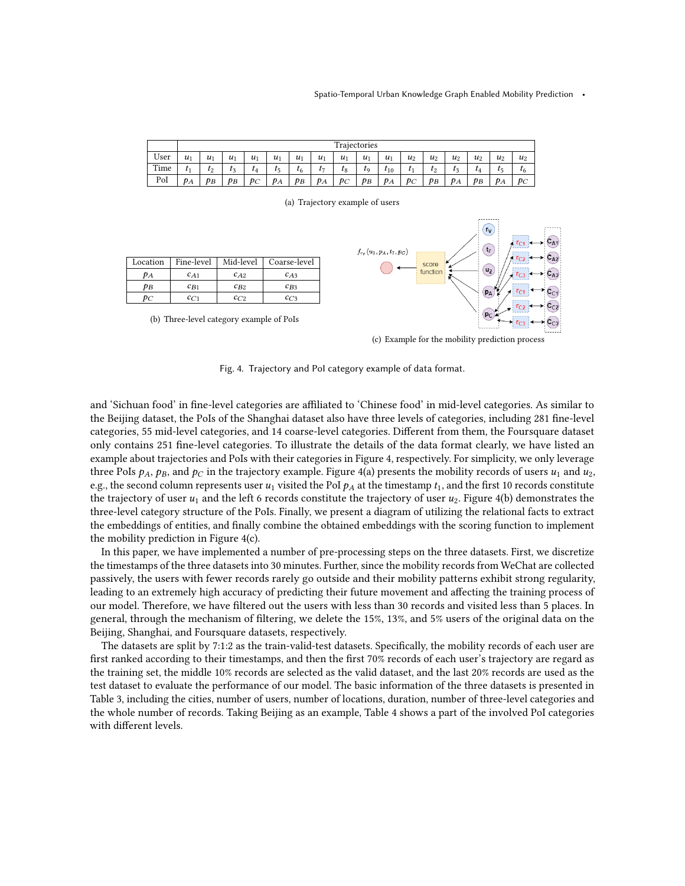| | Trajectories | | | | | | | | | | | | | | | |
|---|---|---|---|---|---|---|---|---|---|---|---|---|---|---|---|---|
| User | $u_1$ | $u_1$ | $u_1$ | $u_1$ | $u_1$ | $u_1$ | $u_1$ | $u_1$ | $u_1$ | $u_1$ | $u_2$ | $u_2$ | $u_2$ | $u_2$ | $u_2$ | $u_2$ |
| Time | $t_1$ | $t_2$ | $t_3$ | $t_4$ | $t_5$ | $t_6$ | $t_7$ | $t_8$ | $t_9$ | $t_{10}$ | $t_1$ | $t_2$ | $t_3$ | $t_4$ | $t_5$ | $t_6$ |
| PoI | $p_A$ | $p_B$ | $p_B$ | $p_C$ | $p_A$ | $p_B$ | $p_A$ | $p_C$ | $p_B$ | $p_A$ | $p_C$ | $p_B$ | $p_A$ | $p_B$ | $p_A$ | $p_C$ |

(a) Trajectory example of users

| Location | Fine-level | Mid-level | Coarse-level |
|---|---|---|---|
| $p_A$ | $c_{A1}$ | $c_{A2}$ | $c_{A3}$ |
| $p_B$ | $c_{B1}$ | $c_{B2}$ | $c_{B3}$ |
| $p_C$ | $c_{C1}$ | $c_{C2}$ | $c_{C3}$ |

(b) Three-level category example of PoIs

(c) Example for the mobility prediction process

Fig. 4. Trajectory and PoI category example of data format.

and 'Sichuan food' in fine-level categories are affiliated to 'Chinese food' in mid-level categories. As similar to the Beijing dataset, the PoIs of the Shanghai dataset also have three levels of categories, including 281 fine-level categories, 55 mid-level categories, and 14 coarse-level categories. Different from them, the Foursquare dataset only contains 251 fine-level categories. To illustrate the details of the data format clearly, we have listed an example about trajectories and PoIs with their categories in Figure 4, respectively. For simplicity, we only leverage three PoIs $p_A$, $p_B$, and $p_C$ in the trajectory example. Figure 4(a) presents the mobility records of users $u_1$ and $u_2$, e.g., the second column represents user $u_1$ visited the PoI $p_A$ at the timestamp $t_1$, and the first 10 records constitute the trajectory of user $u_1$ and the left 6 records constitute the trajectory of user $u_2$. Figure 4(b) demonstrates the three-level category structure of the PoIs. Finally, we present a diagram of utilizing the relational facts to extract the embeddings of entities, and finally combine the obtained embeddings with the scoring function to implement the mobility prediction in Figure 4(c).

In this paper, we have implemented a number of pre-processing steps on the three datasets. First, we discretize the timestamps of the three datasets into 30 minutes. Further, since the mobility records from WeChat are collected passively, the users with fewer records rarely go outside and their mobility patterns exhibit strong regularity, leading to an extremely high accuracy of predicting their future movement and affecting the training process of our model. Therefore, we have filtered out the users with less than 30 records and visited less than 5 places. In general, through the mechanism of filtering, we delete the 15%, 13%, and 5% users of the original data on the Beijing, Shanghai, and Foursquare datasets, respectively.

The datasets are split by 7:1:2 as the train-valid-test datasets. Specifically, the mobility records of each user are first ranked according to their timestamps, and then the first 70% records of each user's trajectory are regard as the training set, the middle 10% records are selected as the valid dataset, and the last 20% records are used as the test dataset to evaluate the performance of our model. The basic information of the three datasets is presented in Table 3, including the cities, number of users, number of locations, duration, number of three-level categories and the whole number of records. Taking Beijing as an example, Table 4 shows a part of the involved PoI categories with different levels.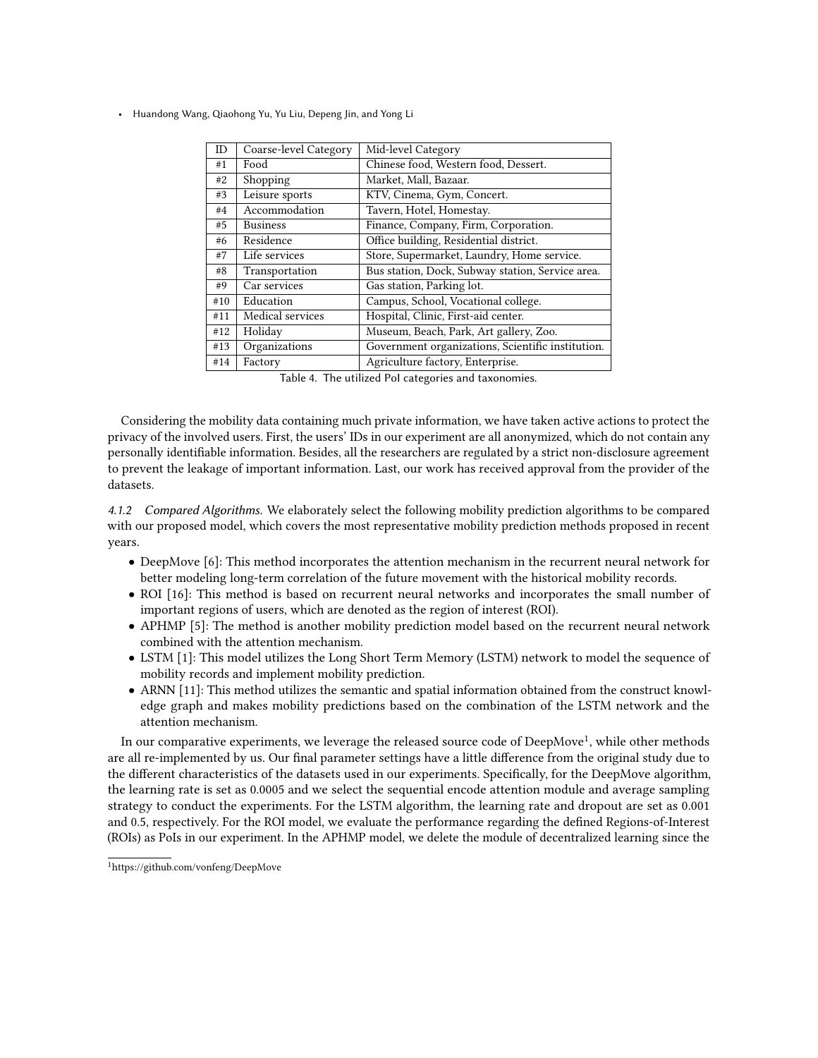| ID | Coarse-level Category | Mid-level Category |
|---|---|---|
| #1 | Food | Chinese food, Western food, Dessert. |
| #2 | Shopping | Market, Mall, Bazaar. |
| #3 | Leisure sports | KTV, Cinema, Gym, Concert. |
| #4 | Accommodation | Tavern, Hotel, Homestay. |
| #5 | Business | Finance, Company, Firm, Corporation. |
| #6 | Residence | Office building, Residential district. |
| #7 | Life services | Store, Supermarket, Laundry, Home service. |
| #8 | Transportation | Bus station, Dock, Subway station, Service area. |
| #9 | Car services | Gas station, Parking lot. |
| #10 | Education | Campus, School, Vocational college. |
| #11 | Medical services | Hospital, Clinic, First-aid center. |
| #12 | Holiday | Museum, Beach, Park, Art gallery, Zoo. |
| #13 | Organizations | Government organizations, Scientific institution. |
| #14 | Factory | Agriculture factory, Enterprise. |

Table 4. The utilized PoI categories and taxonomies.

Considering the mobility data containing much private information, we have taken active actions to protect the privacy of the involved users. First, the users' IDs in our experiment are all anonymized, which do not contain any personally identifiable information. Besides, all the researchers are regulated by a strict non-disclosure agreement to prevent the leakage of important information. Last, our work has received approval from the provider of the datasets.

#### 4.1.2 *Compared Algorithms.*

We elaborately select the following mobility prediction algorithms to be compared with our proposed model, which covers the most representative mobility prediction methods proposed in recent years.

- DeepMove [6]: This method incorporates the attention mechanism in the recurrent neural network for better modeling long-term correlation of the future movement with the historical mobility records.
- ROI [16]: This method is based on recurrent neural networks and incorporates the small number of important regions of users, which are denoted as the region of interest (ROI).
- APHMP [5]: The method is another mobility prediction model based on the recurrent neural network combined with the attention mechanism.
- LSTM [1]: This model utilizes the Long Short Term Memory (LSTM) network to model the sequence of mobility records and implement mobility prediction.
- ARNN [11]: This method utilizes the semantic and spatial information obtained from the construct knowledge graph and makes mobility predictions based on the combination of the LSTM network and the attention mechanism.

In our comparative experiments, we leverage the released source code of DeepMove[1], while other methods are all re-implemented by us. Our final parameter settings have a little difference from the original study due to the different characteristics of the datasets used in our experiments. Specifically, for the DeepMove algorithm, the learning rate is set as 0.0005 and we select the sequential encode attention module and average sampling strategy to conduct the experiments. For the LSTM algorithm, the learning rate and dropout are set as 0.001 and 0.5, respectively. For the ROI model, we evaluate the performance regarding the defined Regions-of-Interest (ROIs) as PoIs in our experiment. In the APHMP model, we delete the module of decentralized learning since the

[1] https://github.com/vonfeng/DeepMove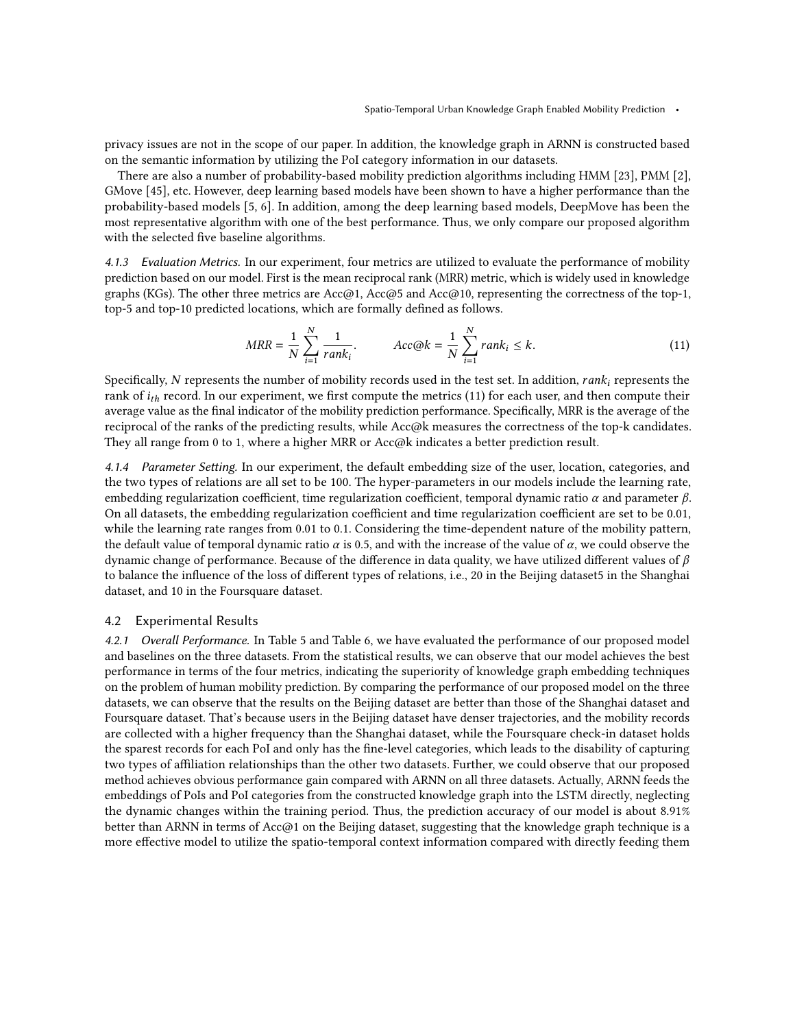privacy issues are not in the scope of our paper. In addition, the knowledge graph in ARNN is constructed based on the semantic information by utilizing the PoI category information in our datasets.

There are also a number of probability-based mobility prediction algorithms including HMM [23], PMM [2], GMove [45], etc. However, deep learning based models have been shown to have a higher performance than the probability-based models [5, 6]. In addition, among the deep learning based models, DeepMove has been the most representative algorithm with one of the best performance. Thus, we only compare our proposed algorithm with the selected five baseline algorithms.

*4.1.3 Evaluation Metrics.* In our experiment, four metrics are utilized to evaluate the performance of mobility prediction based on our model. First is the mean reciprocal rank (MRR) metric, which is widely used in knowledge graphs (KGs). The other three metrics are Acc@1, Acc@5 and Acc@10, representing the correctness of the top-1, top-5 and top-10 predicted locations, which are formally defined as follows.

$$MRR = \frac{1}{N}\sum_{i=1}^{N}\frac{1}{rank_i}. \qquad Acc@k = \frac{1}{N}\sum_{i=1}^{N} rank_i \leq k. \tag{11}$$

Specifically, $N$ represents the number of mobility records used in the test set. In addition, $rank_i$ represents the rank of $i_{th}$ record. In our experiment, we first compute the metrics (11) for each user, and then compute their average value as the final indicator of the mobility prediction performance. Specifically, MRR is the average of the reciprocal of the ranks of the predicting results, while Acc@k measures the correctness of the top-k candidates. They all range from 0 to 1, where a higher MRR or Acc@k indicates a better prediction result.

*4.1.4 Parameter Setting.* In our experiment, the default embedding size of the user, location, categories, and the two types of relations are all set to be 100. The hyper-parameters in our models include the learning rate, embedding regularization coefficient, time regularization coefficient, temporal dynamic ratio $\alpha$ and parameter $\beta$. On all datasets, the embedding regularization coefficient and time regularization coefficient are set to be 0.01, while the learning rate ranges from 0.01 to 0.1. Considering the time-dependent nature of the mobility pattern, the default value of temporal dynamic ratio $\alpha$ is 0.5, and with the increase of the value of $\alpha$, we could observe the dynamic change of performance. Because of the difference in data quality, we have utilized different values of $\beta$ to balance the influence of the loss of different types of relations, i.e., 20 in the Beijing dataset5 in the Shanghai dataset, and 10 in the Foursquare dataset.

## 4.2 Experimental Results

*4.2.1 Overall Performance.* In Table 5 and Table 6, we have evaluated the performance of our proposed model and baselines on the three datasets. From the statistical results, we can observe that our model achieves the best performance in terms of the four metrics, indicating the superiority of knowledge graph embedding techniques on the problem of human mobility prediction. By comparing the performance of our proposed model on the three datasets, we can observe that the results on the Beijing dataset are better than those of the Shanghai dataset and Foursquare dataset. That's because users in the Beijing dataset have denser trajectories, and the mobility records are collected with a higher frequency than the Shanghai dataset, while the Foursquare check-in dataset holds the sparest records for each PoI and only has the fine-level categories, which leads to the disability of capturing two types of affiliation relationships than the other two datasets. Further, we could observe that our proposed method achieves obvious performance gain compared with ARNN on all three datasets. Actually, ARNN feeds the embeddings of PoIs and PoI categories from the constructed knowledge graph into the LSTM directly, neglecting the dynamic changes within the training period. Thus, the prediction accuracy of our model is about 8.91% better than ARNN in terms of Acc@1 on the Beijing dataset, suggesting that the knowledge graph technique is a more effective model to utilize the spatio-temporal context information compared with directly feeding them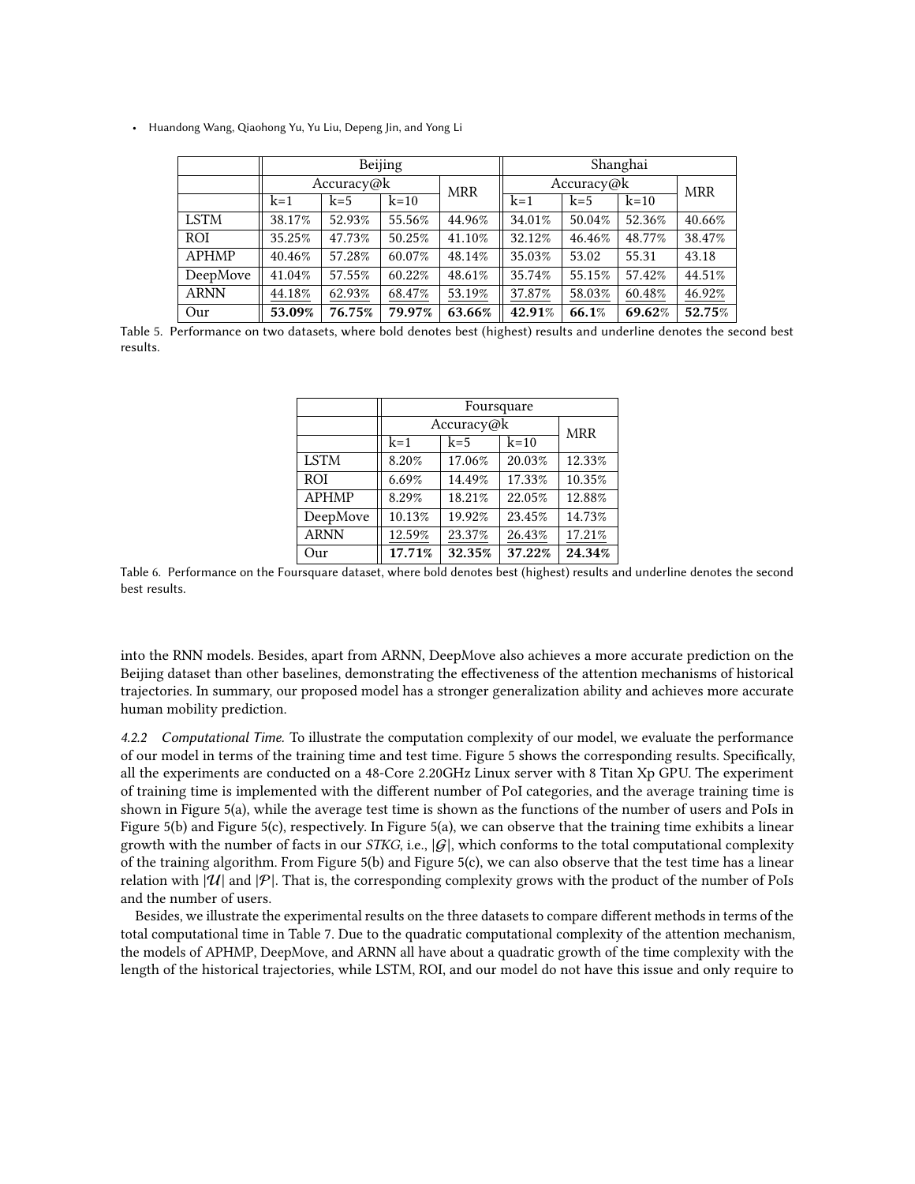| | Beijing | | | | Shanghai | | | |
|---|---|---|---|---|---|---|---|---|
| | Accuracy@k | | | MRR | Accuracy@k | | | MRR |
| | k=1 | k=5 | k=10 | | k=1 | k=5 | k=10 | |
| LSTM | 38.17% | 52.93% | 55.56% | 44.96% | 34.01% | 50.04% | 52.36% | 40.66% |
| ROI | 35.25% | 47.73% | 50.25% | 41.10% | 32.12% | 46.46% | 48.77% | 38.47% |
| APHMP | 40.46% | 57.28% | 60.07% | 48.14% | 35.03% | 53.02 | 55.31 | 43.18 |
| DeepMove | 41.04% | 57.55% | 60.22% | 48.61% | 35.74% | 55.15% | 57.42% | 44.51% |
| ARNN | <u>44.18%</u> | <u>62.93%</u> | <u>68.47%</u> | <u>53.19%</u> | <u>37.87%</u> | <u>58.03%</u> | <u>60.48%</u> | <u>46.92%</u> |
| Our | **53.09%** | **76.75%** | **79.97%** | **63.66%** | **42.91%** | **66.1%** | **69.62%** | **52.75%** |

Table 5. Performance on two datasets, where bold denotes best (highest) results and underline denotes the second best results.

| | Foursquare | | | |
|---|---|---|---|---|
| | Accuracy@k | | | MRR |
| | k=1 | k=5 | k=10 | |
| LSTM | 8.20% | 17.06% | 20.03% | 12.33% |
| ROI | 6.69% | 14.49% | 17.33% | 10.35% |
| APHMP | 8.29% | 18.21% | 22.05% | 12.88% |
| DeepMove | 10.13% | 19.92% | 23.45% | 14.73% |
| ARNN | <u>12.59%</u> | <u>23.37%</u> | <u>26.43%</u> | <u>17.21%</u> |
| Our | **17.71%** | **32.35%** | **37.22%** | **24.34%** |

Table 6. Performance on the Foursquare dataset, where bold denotes best (highest) results and underline denotes the second best results.

into the RNN models. Besides, apart from ARNN, DeepMove also achieves a more accurate prediction on the Beijing dataset than other baselines, demonstrating the effectiveness of the attention mechanisms of historical trajectories. In summary, our proposed model has a stronger generalization ability and achieves more accurate human mobility prediction.

*4.2.2 Computational Time.* To illustrate the computation complexity of our model, we evaluate the performance of our model in terms of the training time and test time. Figure 5 shows the corresponding results. Specifically, all the experiments are conducted on a 48-Core 2.20GHz Linux server with 8 Titan Xp GPU. The experiment of training time is implemented with the different number of PoI categories, and the average training time is shown in Figure 5(a), while the average test time is shown as the functions of the number of users and PoIs in Figure 5(b) and Figure 5(c), respectively. In Figure 5(a), we can observe that the training time exhibits a linear growth with the number of facts in our *STKG*, i.e., $|\mathcal{G}|$, which conforms to the total computational complexity of the training algorithm. From Figure 5(b) and Figure 5(c), we can also observe that the test time has a linear relation with $|\mathcal{U}|$ and $|\mathcal{P}|$. That is, the corresponding complexity grows with the product of the number of PoIs and the number of users.

Besides, we illustrate the experimental results on the three datasets to compare different methods in terms of the total computational time in Table 7. Due to the quadratic computational complexity of the attention mechanism, the models of APHMP, DeepMove, and ARNN all have about a quadratic growth of the time complexity with the length of the historical trajectories, while LSTM, ROI, and our model do not have this issue and only require to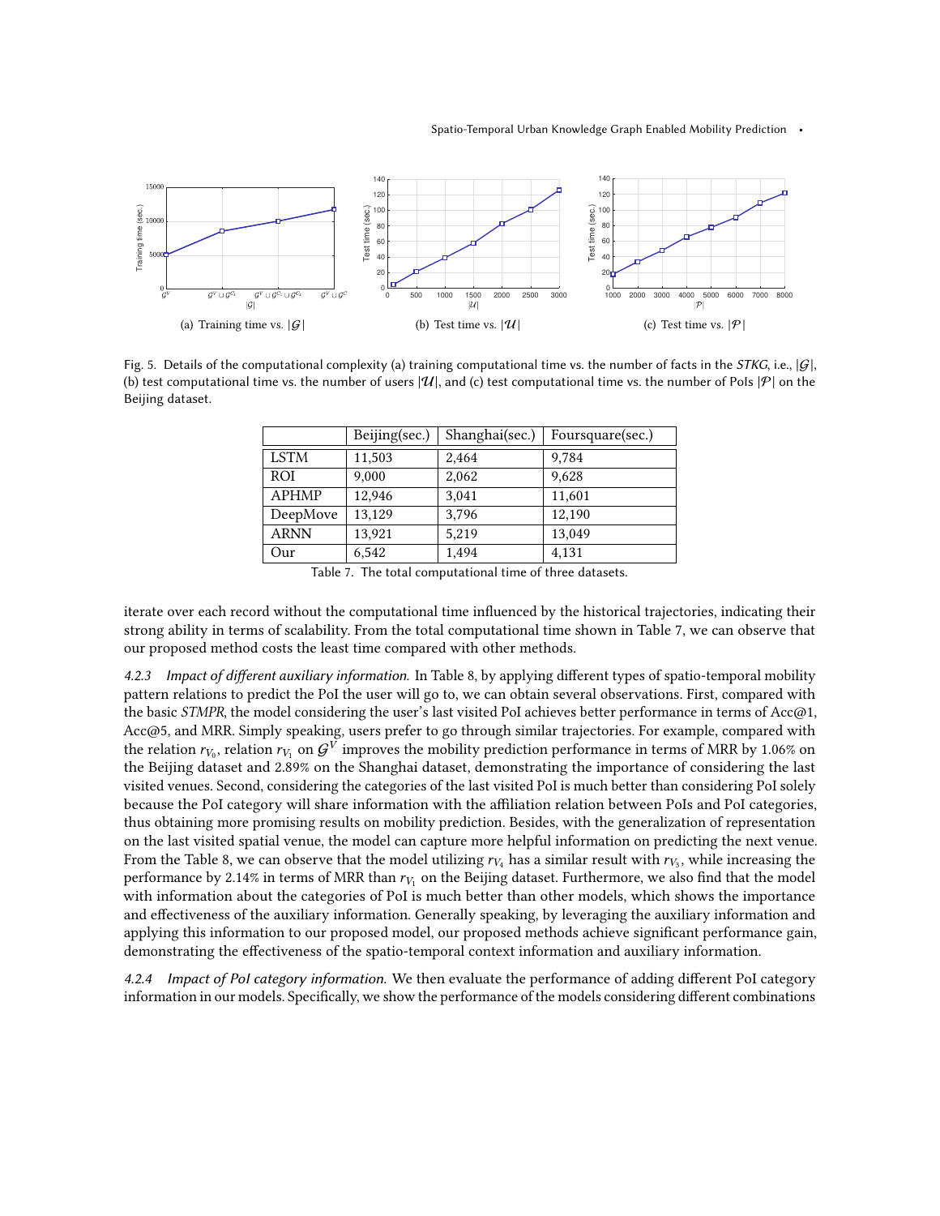Fig. 5. Details of the computational complexity (a) training computational time vs. the number of facts in the *STKG*, i.e., $|\mathcal{G}|$, (b) test computational time vs. the number of users $|\mathcal{U}|$, and (c) test computational time vs. the number of PoIs $|\mathcal{P}|$ on the Beijing dataset.

| | Beijing(sec.) | Shanghai(sec.) | Foursquare(sec.) |
|---|---|---|---|
| LSTM | 11,503 | 2,464 | 9,784 |
| ROI | 9,000 | 2,062 | 9,628 |
| APHMP | 12,946 | 3,041 | 11,601 |
| DeepMove | 13,129 | 3,796 | 12,190 |
| ARNN | 13,921 | 5,219 | 13,049 |
| Our | 6,542 | 1,494 | 4,131 |

Table 7. The total computational time of three datasets.

iterate over each record without the computational time influenced by the historical trajectories, indicating their strong ability in terms of scalability. From the total computational time shown in Table 7, we can observe that our proposed method costs the least time compared with other methods.

#### 4.2.3 *Impact of different auxiliary information.*

In Table 8, by applying different types of spatio-temporal mobility pattern relations to predict the PoI the user will go to, we can obtain several observations. First, compared with the basic *STMPR*, the model considering the user's last visited PoI achieves better performance in terms of Acc@1, Acc@5, and MRR. Simply speaking, users prefer to go through similar trajectories. For example, compared with the relation $r_{V_0}$, relation $r_{V_1}$ on $\mathcal{G}^V$ improves the mobility prediction performance in terms of MRR by 1.06% on the Beijing dataset and 2.89% on the Shanghai dataset, demonstrating the importance of considering the last visited venues. Second, considering the categories of the last visited PoI is much better than considering PoI solely because the PoI category will share information with the affiliation relation between PoIs and PoI categories, thus obtaining more promising results on mobility prediction. Besides, with the generalization of representation on the last visited spatial venue, the model can capture more helpful information on predicting the next venue. From the Table 8, we can observe that the model utilizing $r_{V_4}$ has a similar result with $r_{V_3}$, while increasing the performance by 2.14% in terms of MRR than $r_{V_1}$ on the Beijing dataset. Furthermore, we also find that the model with information about the categories of PoI is much better than other models, which shows the importance and effectiveness of the auxiliary information. Generally speaking, by leveraging the auxiliary information and applying this information to our proposed model, our proposed methods achieve significant performance gain, demonstrating the effectiveness of the spatio-temporal context information and auxiliary information.

#### 4.2.4 *Impact of PoI category information.*

We then evaluate the performance of adding different PoI category information in our models. Specifically, we show the performance of the models considering different combinations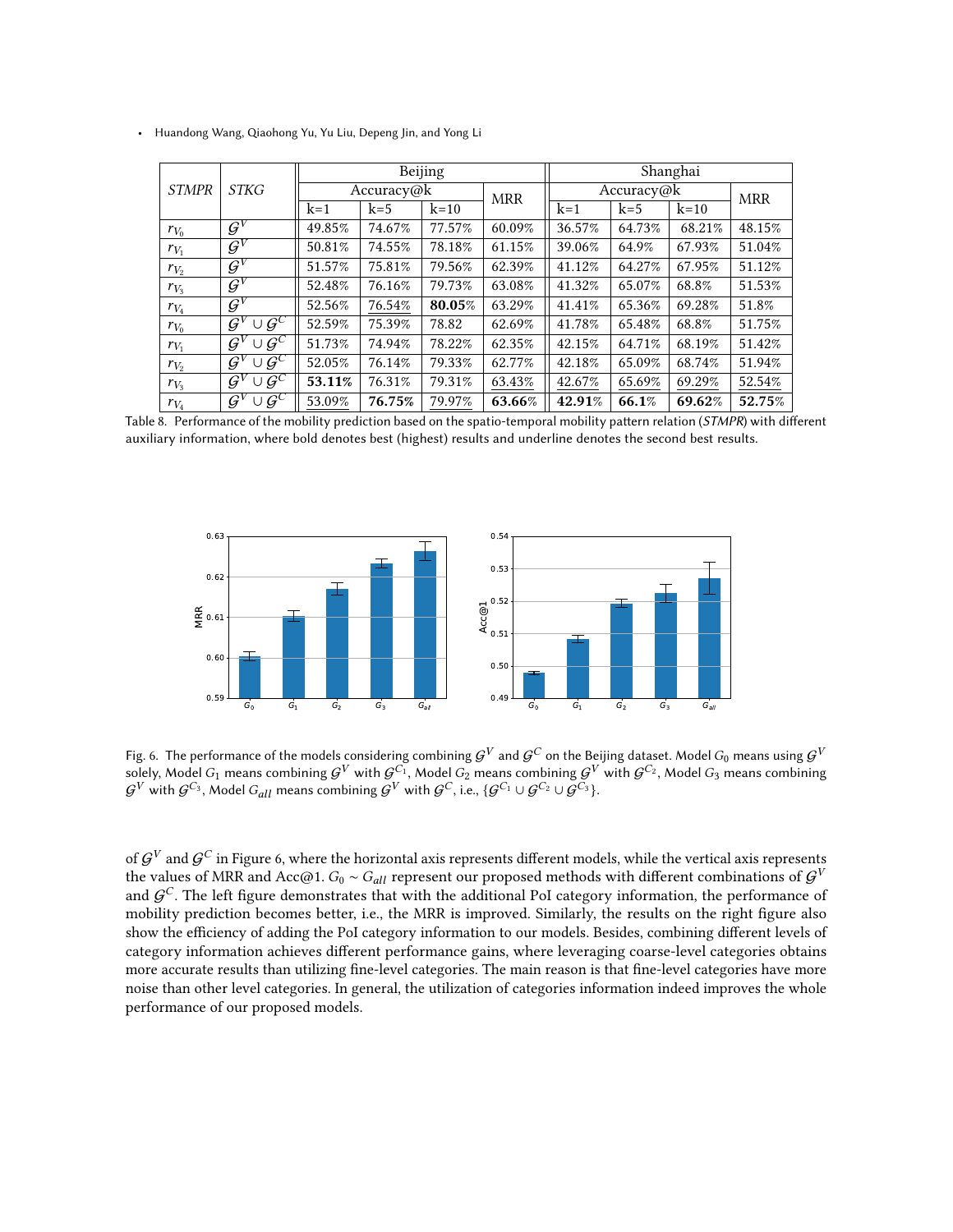| *STMPR* | *STKG* | Beijing | | | | Shanghai | | | |
|---|---|---|---|---|---|---|---|---|---|
| | | Accuracy@k | | | MRR | Accuracy@k | | | MRR |
| | | k=1 | k=5 | k=10 | | k=1 | k=5 | k=10 | |
| $r_{V_0}$ | $\mathcal{G}^V$ | 49.85% | 74.67% | 77.57% | 60.09% | 36.57% | 64.73% | 68.21% | 48.15% |
| $r_{V_1}$ | $\mathcal{G}^V$ | 50.81% | 74.55% | 78.18% | 61.15% | 39.06% | 64.9% | 67.93% | 51.04% |
| $r_{V_2}$ | $\mathcal{G}^V$ | 51.57% | 75.81% | 79.56% | 62.39% | 41.12% | 64.27% | 67.95% | 51.12% |
| $r_{V_3}$ | $\mathcal{G}^V$ | 52.48% | 76.16% | 79.73% | 63.08% | 41.32% | 65.07% | 68.8% | 51.53% |
| $r_{V_4}$ | $\mathcal{G}^V$ | 52.56% | <u>76.54%</u> | **80.05%** | 63.29% | 41.41% | 65.36% | 69.28% | 51.8% |
| $r_{V_0}$ | $\mathcal{G}^V \cup \mathcal{G}^C$ | 52.59% | 75.39% | 78.82 | 62.69% | 41.78% | 65.48% | 68.8% | 51.75% |
| $r_{V_1}$ | $\mathcal{G}^V \cup \mathcal{G}^C$ | 51.73% | 74.94% | 78.22% | 62.35% | 42.15% | 64.71% | 68.19% | 51.42% |
| $r_{V_2}$ | $\mathcal{G}^V \cup \mathcal{G}^C$ | 52.05% | 76.14% | 79.33% | 62.77% | 42.18% | 65.09% | 68.74% | 51.94% |
| $r_{V_3}$ | $\mathcal{G}^V \cup \mathcal{G}^C$ | **53.11%** | 76.31% | 79.31% | <u>63.43%</u> | <u>42.67%</u> | <u>65.69%</u> | <u>69.29%</u> | <u>52.54%</u> |
| $r_{V_4}$ | $\mathcal{G}^V \cup \mathcal{G}^C$ | <u>53.09%</u> | **76.75%** | <u>79.97%</u> | **63.66%** | **42.91%** | **66.1%** | **69.62%** | **52.75%** |

Table 8. Performance of the mobility prediction based on the spatio-temporal mobility pattern relation (*STMPR*) with different auxiliary information, where bold denotes best (highest) results and underline denotes the second best results.

Fig. 6. The performance of the models considering combining $\mathcal{G}^V$ and $\mathcal{G}^C$ on the Beijing dataset. Model $G_0$ means using $\mathcal{G}^V$ solely, Model $G_1$ means combining $\mathcal{G}^V$ with $\mathcal{G}^{C_1}$, Model $G_2$ means combining $\mathcal{G}^V$ with $\mathcal{G}^{C_2}$, Model $G_3$ means combining $\mathcal{G}^V$ with $\mathcal{G}^{C_3}$, Model $G_{all}$ means combining $\mathcal{G}^V$ with $\mathcal{G}^C$, i.e., $\{\mathcal{G}^{C_1} \cup \mathcal{G}^{C_2} \cup \mathcal{G}^{C_3}\}$.

of $\mathcal{G}^V$ and $\mathcal{G}^C$ in Figure 6, where the horizontal axis represents different models, while the vertical axis represents the values of MRR and Acc@1. $G_0 \sim G_{all}$ represent our proposed methods with different combinations of $\mathcal{G}^V$ and $\mathcal{G}^C$. The left figure demonstrates that with the additional PoI category information, the performance of mobility prediction becomes better, i.e., the MRR is improved. Similarly, the results on the right figure also show the efficiency of adding the PoI category information to our models. Besides, combining different levels of category information achieves different performance gains, where leveraging coarse-level categories obtains more accurate results than utilizing fine-level categories. The main reason is that fine-level categories have more noise than other level categories. In general, the utilization of categories information indeed improves the whole performance of our proposed models.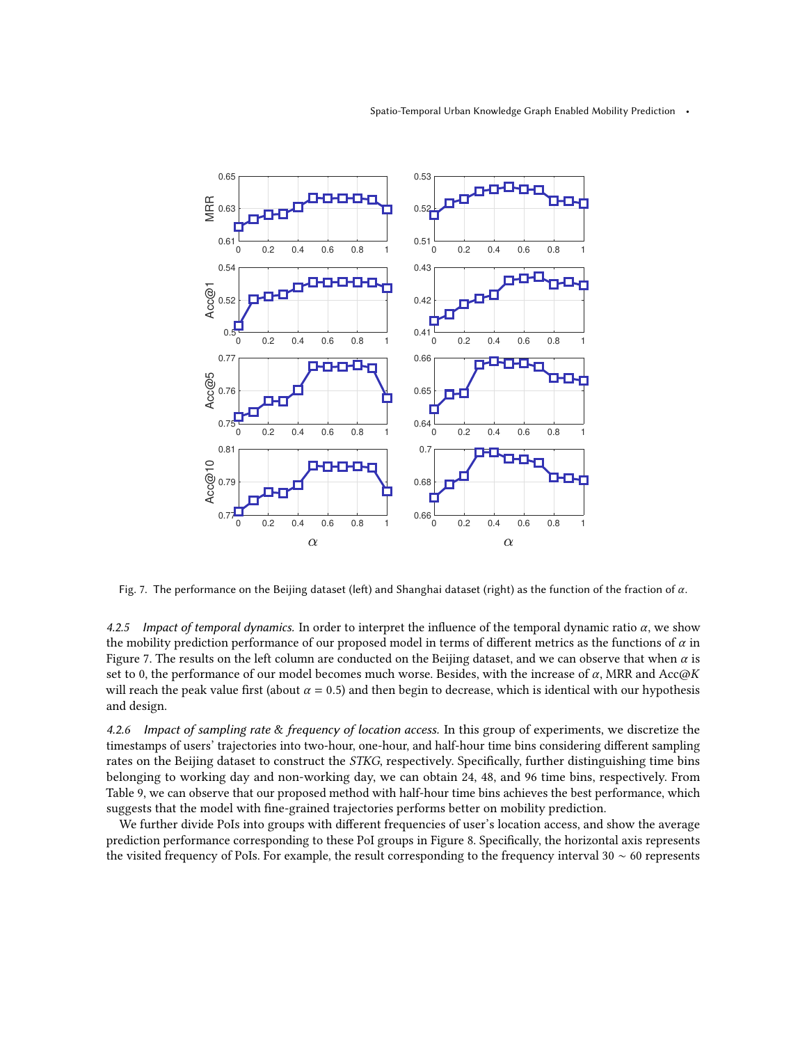Fig. 7. The performance on the Beijing dataset (left) and Shanghai dataset (right) as the function of the fraction of $\alpha$.

*4.2.5 Impact of temporal dynamics.* In order to interpret the influence of the temporal dynamic ratio $\alpha$, we show the mobility prediction performance of our proposed model in terms of different metrics as the functions of $\alpha$ in Figure 7. The results on the left column are conducted on the Beijing dataset, and we can observe that when $\alpha$ is set to 0, the performance of our model becomes much worse. Besides, with the increase of $\alpha$, MRR and Acc@$K$ will reach the peak value first (about $\alpha = 0.5$) and then begin to decrease, which is identical with our hypothesis and design.

*4.2.6 Impact of sampling rate & frequency of location access.* In this group of experiments, we discretize the timestamps of users' trajectories into two-hour, one-hour, and half-hour time bins considering different sampling rates on the Beijing dataset to construct the *STKG*, respectively. Specifically, further distinguishing time bins belonging to working day and non-working day, we can obtain 24, 48, and 96 time bins, respectively. From Table 9, we can observe that our proposed method with half-hour time bins achieves the best performance, which suggests that the model with fine-grained trajectories performs better on mobility prediction.

We further divide PoIs into groups with different frequencies of user's location access, and show the average prediction performance corresponding to these PoI groups in Figure 8. Specifically, the horizontal axis represents the visited frequency of PoIs. For example, the result corresponding to the frequency interval $30 \sim 60$ represents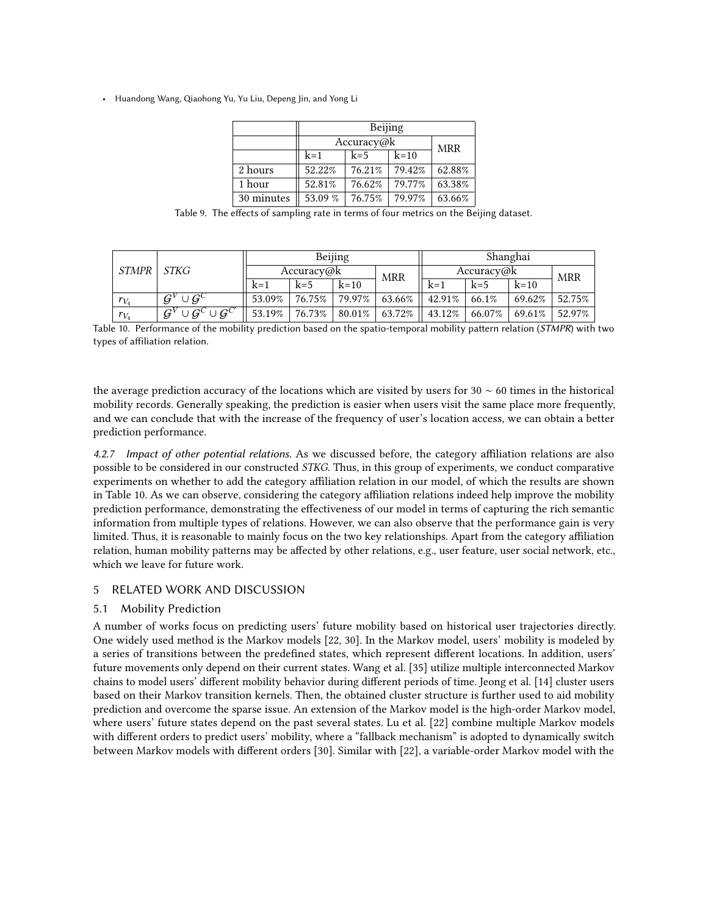| | Beijing | | | |
|---|---|---|---|---|
| | Accuracy@k | | | MRR |
| | k=1 | k=5 | k=10 | |
| 2 hours | 52.22% | 76.21% | 79.42% | 62.88% |
| 1 hour | 52.81% | 76.62% | 79.77% | 63.38% |
| 30 minutes | 53.09 % | 76.75% | 79.97% | 63.66% |

Table 9. The effects of sampling rate in terms of four metrics on the Beijing dataset.

| *STMPR* | *STKG* | Beijing | | | | Shanghai | | | |
|---|---|---|---|---|---|---|---|---|---|
| | | Accuracy@k | | | MRR | Accuracy@k | | | MRR |
| | | k=1 | k=5 | k=10 | | k=1 | k=5 | k=10 | |
| $r_{V_4}$ | $\mathcal{G}^V \cup \mathcal{G}^C$ | 53.09% | 76.75% | 79.97% | 63.66% | 42.91% | 66.1% | 69.62% | 52.75% |
| $r_{V_4}$ | $\mathcal{G}^V \cup \mathcal{G}^C \cup \mathcal{G}^{C'}$ | 53.19% | 76.73% | 80.01% | 63.72% | 43.12% | 66.07% | 69.61% | 52.97% |

Table 10. Performance of the mobility prediction based on the spatio-temporal mobility pattern relation (*STMPR*) with two types of affiliation relation.

the average prediction accuracy of the locations which are visited by users for $30 \sim 60$ times in the historical mobility records. Generally speaking, the prediction is easier when users visit the same place more frequently, and we can conclude that with the increase of the frequency of user's location access, we can obtain a better prediction performance.

*4.2.7 Impact of other potential relations.* As we discussed before, the category affiliation relations are also possible to be considered in our constructed *STKG*. Thus, in this group of experiments, we conduct comparative experiments on whether to add the category affiliation relation in our model, of which the results are shown in Table 10. As we can observe, considering the category affiliation relations indeed help improve the mobility prediction performance, demonstrating the effectiveness of our model in terms of capturing the rich semantic information from multiple types of relations. However, we can also observe that the performance gain is very limited. Thus, it is reasonable to mainly focus on the two key relationships. Apart from the category affiliation relation, human mobility patterns may be affected by other relations, e.g., user feature, user social network, etc., which we leave for future work.

## 5 RELATED WORK AND DISCUSSION

### 5.1 Mobility Prediction

A number of works focus on predicting users' future mobility based on historical user trajectories directly. One widely used method is the Markov models [22, 30]. In the Markov model, users' mobility is modeled by a series of transitions between the predefined states, which represent different locations. In addition, users' future movements only depend on their current states. Wang et al. [35] utilize multiple interconnected Markov chains to model users' different mobility behavior during different periods of time. Jeong et al. [14] cluster users based on their Markov transition kernels. Then, the obtained cluster structure is further used to aid mobility prediction and overcome the sparse issue. An extension of the Markov model is the high-order Markov model, where users' future states depend on the past several states. Lu et al. [22] combine multiple Markov models with different orders to predict users' mobility, where a "fallback mechanism" is adopted to dynamically switch between Markov models with different orders [30]. Similar with [22], a variable-order Markov model with the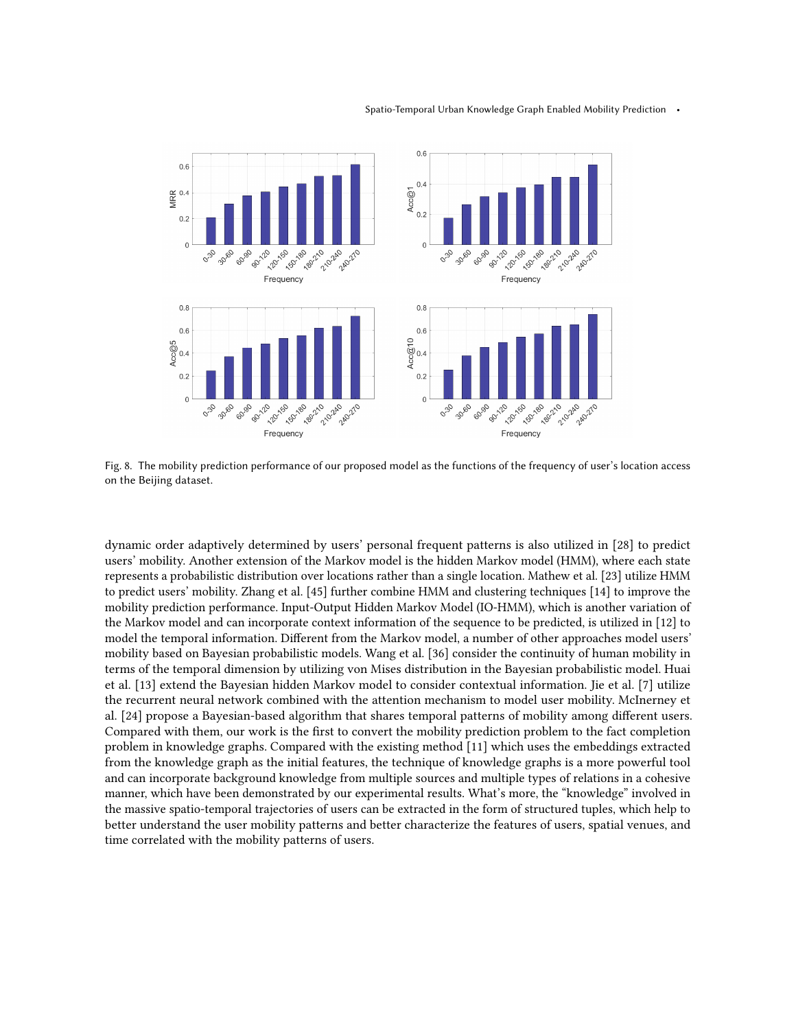Fig. 8. The mobility prediction performance of our proposed model as the functions of the frequency of user's location access on the Beijing dataset.

dynamic order adaptively determined by users' personal frequent patterns is also utilized in [28] to predict users' mobility. Another extension of the Markov model is the hidden Markov model (HMM), where each state represents a probabilistic distribution over locations rather than a single location. Mathew et al. [23] utilize HMM to predict users' mobility. Zhang et al. [45] further combine HMM and clustering techniques [14] to improve the mobility prediction performance. Input-Output Hidden Markov Model (IO-HMM), which is another variation of the Markov model and can incorporate context information of the sequence to be predicted, is utilized in [12] to model the temporal information. Different from the Markov model, a number of other approaches model users' mobility based on Bayesian probabilistic models. Wang et al. [36] consider the continuity of human mobility in terms of the temporal dimension by utilizing von Mises distribution in the Bayesian probabilistic model. Huai et al. [13] extend the Bayesian hidden Markov model to consider contextual information. Jie et al. [7] utilize the recurrent neural network combined with the attention mechanism to model user mobility. McInerney et al. [24] propose a Bayesian-based algorithm that shares temporal patterns of mobility among different users. Compared with them, our work is the first to convert the mobility prediction problem to the fact completion problem in knowledge graphs. Compared with the existing method [11] which uses the embeddings extracted from the knowledge graph as the initial features, the technique of knowledge graphs is a more powerful tool and can incorporate background knowledge from multiple sources and multiple types of relations in a cohesive manner, which have been demonstrated by our experimental results. What's more, the "knowledge" involved in the massive spatio-temporal trajectories of users can be extracted in the form of structured tuples, which help to better understand the user mobility patterns and better characterize the features of users, spatial venues, and time correlated with the mobility patterns of users.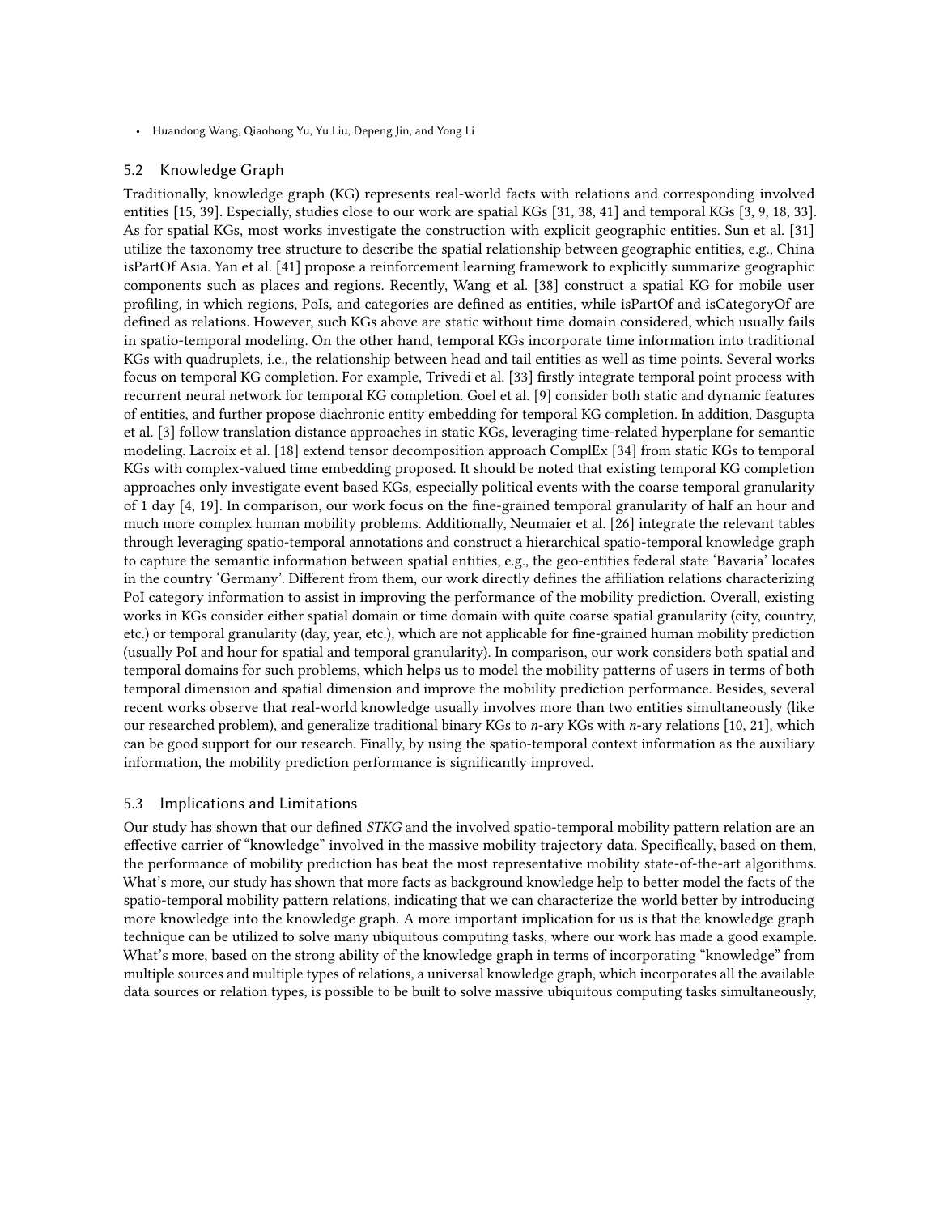## 5.2 Knowledge Graph

Traditionally, knowledge graph (KG) represents real-world facts with relations and corresponding involved entities [15, 39]. Especially, studies close to our work are spatial KGs [31, 38, 41] and temporal KGs [3, 9, 18, 33]. As for spatial KGs, most works investigate the construction with explicit geographic entities. Sun et al. [31] utilize the taxonomy tree structure to describe the spatial relationship between geographic entities, e.g., China isPartOf Asia. Yan et al. [41] propose a reinforcement learning framework to explicitly summarize geographic components such as places and regions. Recently, Wang et al. [38] construct a spatial KG for mobile user profiling, in which regions, PoIs, and categories are defined as entities, while isPartOf and isCategoryOf are defined as relations. However, such KGs above are static without time domain considered, which usually fails in spatio-temporal modeling. On the other hand, temporal KGs incorporate time information into traditional KGs with quadruplets, i.e., the relationship between head and tail entities as well as time points. Several works focus on temporal KG completion. For example, Trivedi et al. [33] firstly integrate temporal point process with recurrent neural network for temporal KG completion. Goel et al. [9] consider both static and dynamic features of entities, and further propose diachronic entity embedding for temporal KG completion. In addition, Dasgupta et al. [3] follow translation distance approaches in static KGs, leveraging time-related hyperplane for semantic modeling. Lacroix et al. [18] extend tensor decomposition approach ComplEx [34] from static KGs to temporal KGs with complex-valued time embedding proposed. It should be noted that existing temporal KG completion approaches only investigate event based KGs, especially political events with the coarse temporal granularity of 1 day [4, 19]. In comparison, our work focus on the fine-grained temporal granularity of half an hour and much more complex human mobility problems. Additionally, Neumaier et al. [26] integrate the relevant tables through leveraging spatio-temporal annotations and construct a hierarchical spatio-temporal knowledge graph to capture the semantic information between spatial entities, e.g., the geo-entities federal state 'Bavaria' locates in the country 'Germany'. Different from them, our work directly defines the affiliation relations characterizing PoI category information to assist in improving the performance of the mobility prediction. Overall, existing works in KGs consider either spatial domain or time domain with quite coarse spatial granularity (city, country, etc.) or temporal granularity (day, year, etc.), which are not applicable for fine-grained human mobility prediction (usually PoI and hour for spatial and temporal granularity). In comparison, our work considers both spatial and temporal domains for such problems, which helps us to model the mobility patterns of users in terms of both temporal dimension and spatial dimension and improve the mobility prediction performance. Besides, several recent works observe that real-world knowledge usually involves more than two entities simultaneously (like our researched problem), and generalize traditional binary KGs to $n$-ary KGs with $n$-ary relations [10, 21], which can be good support for our research. Finally, by using the spatio-temporal context information as the auxiliary information, the mobility prediction performance is significantly improved.

## 5.3 Implications and Limitations

Our study has shown that our defined *STKG* and the involved spatio-temporal mobility pattern relation are an effective carrier of "knowledge" involved in the massive mobility trajectory data. Specifically, based on them, the performance of mobility prediction has beat the most representative mobility state-of-the-art algorithms. What's more, our study has shown that more facts as background knowledge help to better model the facts of the spatio-temporal mobility pattern relations, indicating that we can characterize the world better by introducing more knowledge into the knowledge graph. A more important implication for us is that the knowledge graph technique can be utilized to solve many ubiquitous computing tasks, where our work has made a good example. What's more, based on the strong ability of the knowledge graph in terms of incorporating "knowledge" from multiple sources and multiple types of relations, a universal knowledge graph, which incorporates all the available data sources or relation types, is possible to be built to solve massive ubiquitous computing tasks simultaneously,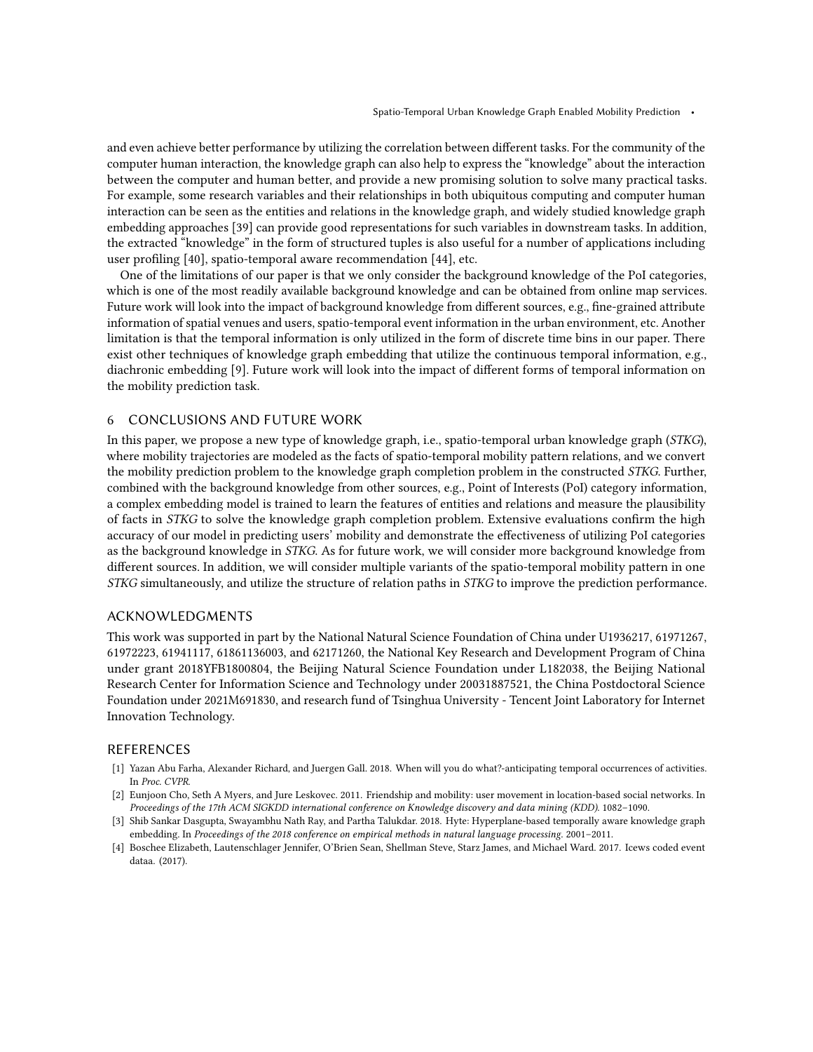and even achieve better performance by utilizing the correlation between different tasks. For the community of the computer human interaction, the knowledge graph can also help to express the "knowledge" about the interaction between the computer and human better, and provide a new promising solution to solve many practical tasks. For example, some research variables and their relationships in both ubiquitous computing and computer human interaction can be seen as the entities and relations in the knowledge graph, and widely studied knowledge graph embedding approaches [39] can provide good representations for such variables in downstream tasks. In addition, the extracted "knowledge" in the form of structured tuples is also useful for a number of applications including user profiling [40], spatio-temporal aware recommendation [44], etc.

One of the limitations of our paper is that we only consider the background knowledge of the PoI categories, which is one of the most readily available background knowledge and can be obtained from online map services. Future work will look into the impact of background knowledge from different sources, e.g., fine-grained attribute information of spatial venues and users, spatio-temporal event information in the urban environment, etc. Another limitation is that the temporal information is only utilized in the form of discrete time bins in our paper. There exist other techniques of knowledge graph embedding that utilize the continuous temporal information, e.g., diachronic embedding [9]. Future work will look into the impact of different forms of temporal information on the mobility prediction task.

## 6 CONCLUSIONS AND FUTURE WORK

In this paper, we propose a new type of knowledge graph, i.e., spatio-temporal urban knowledge graph (*STKG*), where mobility trajectories are modeled as the facts of spatio-temporal mobility pattern relations, and we convert the mobility prediction problem to the knowledge graph completion problem in the constructed *STKG*. Further, combined with the background knowledge from other sources, e.g., Point of Interests (PoI) category information, a complex embedding model is trained to learn the features of entities and relations and measure the plausibility of facts in *STKG* to solve the knowledge graph completion problem. Extensive evaluations confirm the high accuracy of our model in predicting users' mobility and demonstrate the effectiveness of utilizing PoI categories as the background knowledge in *STKG*. As for future work, we will consider more background knowledge from different sources. In addition, we will consider multiple variants of the spatio-temporal mobility pattern in one *STKG* simultaneously, and utilize the structure of relation paths in *STKG* to improve the prediction performance.

## ACKNOWLEDGMENTS

This work was supported in part by the National Natural Science Foundation of China under U1936217, 61971267, 61972223, 61941117, 61861136003, and 62171260, the National Key Research and Development Program of China under grant 2018YFB1800804, the Beijing Natural Science Foundation under L182038, the Beijing National Research Center for Information Science and Technology under 20031887521, the China Postdoctoral Science Foundation under 2021M691830, and research fund of Tsinghua University - Tencent Joint Laboratory for Internet Innovation Technology.

## REFERENCES

- [1] Yazan Abu Farha, Alexander Richard, and Juergen Gall. 2018. When will you do what?-anticipating temporal occurrences of activities. In *Proc. CVPR*.
- [2] Eunjoon Cho, Seth A Myers, and Jure Leskovec. 2011. Friendship and mobility: user movement in location-based social networks. In *Proceedings of the 17th ACM SIGKDD international conference on Knowledge discovery and data mining (KDD)*. 1082–1090.
- [3] Shib Sankar Dasgupta, Swayambhu Nath Ray, and Partha Talukdar. 2018. Hyte: Hyperplane-based temporally aware knowledge graph embedding. In *Proceedings of the 2018 conference on empirical methods in natural language processing*. 2001–2011.
- [4] Boschee Elizabeth, Lautenschlager Jennifer, O'Brien Sean, Shellman Steve, Starz James, and Michael Ward. 2017. Icews coded event dataa. (2017).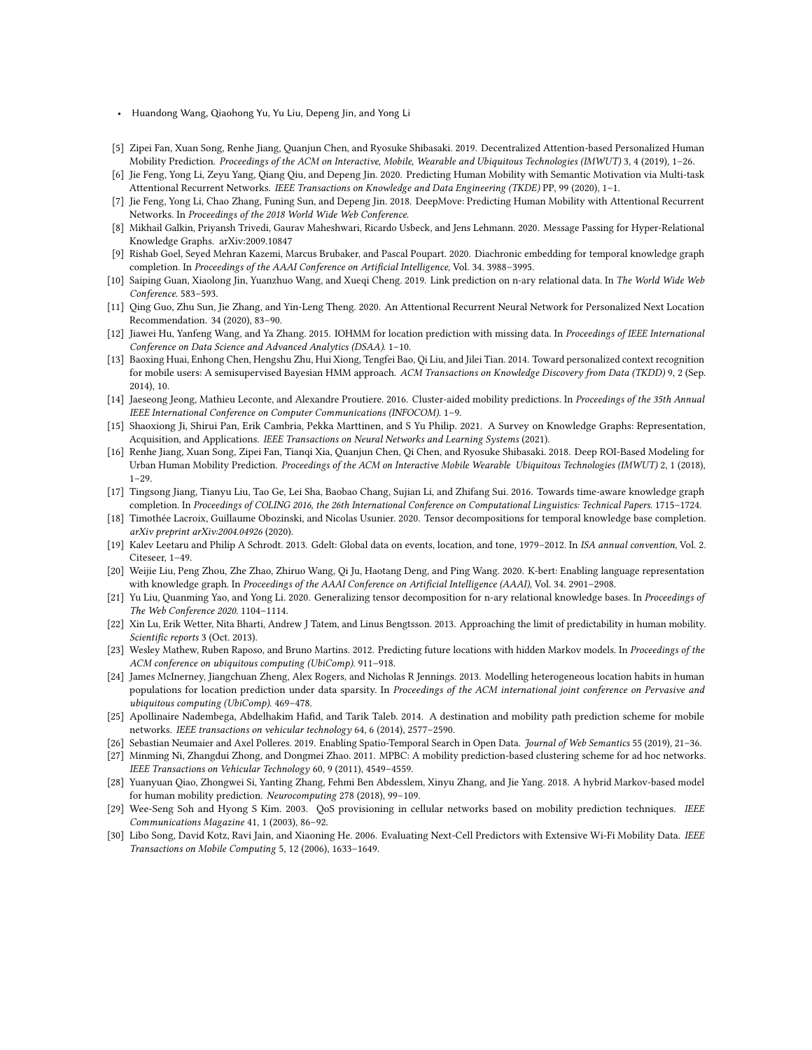[5] Zipei Fan, Xuan Song, Renhe Jiang, Quanjun Chen, and Ryosuke Shibasaki. 2019. Decentralized Attention-based Personalized Human Mobility Prediction. *Proceedings of the ACM on Interactive, Mobile, Wearable and Ubiquitous Technologies (IMWUT)* 3, 4 (2019), 1–26.

[6] Jie Feng, Yong Li, Zeyu Yang, Qiang Qiu, and Depeng Jin. 2020. Predicting Human Mobility with Semantic Motivation via Multi-task Attentional Recurrent Networks. *IEEE Transactions on Knowledge and Data Engineering (TKDE)* PP, 99 (2020), 1–1.

[7] Jie Feng, Yong Li, Chao Zhang, Funing Sun, and Depeng Jin. 2018. DeepMove: Predicting Human Mobility with Attentional Recurrent Networks. In *Proceedings of the 2018 World Wide Web Conference.*

[8] Mikhail Galkin, Priyansh Trivedi, Gaurav Maheshwari, Ricardo Usbeck, and Jens Lehmann. 2020. Message Passing for Hyper-Relational Knowledge Graphs. arXiv:2009.10847

[9] Rishab Goel, Seyed Mehran Kazemi, Marcus Brubaker, and Pascal Poupart. 2020. Diachronic embedding for temporal knowledge graph completion. In *Proceedings of the AAAI Conference on Artificial Intelligence*, Vol. 34. 3988–3995.

[10] Saiping Guan, Xiaolong Jin, Yuanzhuo Wang, and Xueqi Cheng. 2019. Link prediction on n-ary relational data. In *The World Wide Web Conference*. 583–593.

[11] Qing Guo, Zhu Sun, Jie Zhang, and Yin-Leng Theng. 2020. An Attentional Recurrent Neural Network for Personalized Next Location Recommendation. 34 (2020), 83–90.

[12] Jiawei Hu, Yanfeng Wang, and Ya Zhang. 2015. IOHMM for location prediction with missing data. In *Proceedings of IEEE International Conference on Data Science and Advanced Analytics (DSAA)*. 1–10.

[13] Baoxing Huai, Enhong Chen, Hengshu Zhu, Hui Xiong, Tengfei Bao, Qi Liu, and Jilei Tian. 2014. Toward personalized context recognition for mobile users: A semisupervised Bayesian HMM approach. *ACM Transactions on Knowledge Discovery from Data (TKDD)* 9, 2 (Sep. 2014), 10.

[14] Jaeseong Jeong, Mathieu Leconte, and Alexandre Proutiere. 2016. Cluster-aided mobility predictions. In *Proceedings of the 35th Annual IEEE International Conference on Computer Communications (INFOCOM)*. 1–9.

[15] Shaoxiong Ji, Shirui Pan, Erik Cambria, Pekka Marttinen, and S Yu Philip. 2021. A Survey on Knowledge Graphs: Representation, Acquisition, and Applications. *IEEE Transactions on Neural Networks and Learning Systems* (2021).

[16] Renhe Jiang, Xuan Song, Zipei Fan, Tianqi Xia, Quanjun Chen, Qi Chen, and Ryosuke Shibasaki. 2018. Deep ROI-Based Modeling for Urban Human Mobility Prediction. *Proceedings of the ACM on Interactive Mobile Wearable Ubiquitous Technologies (IMWUT)* 2, 1 (2018), 1–29.

[17] Tingsong Jiang, Tianyu Liu, Tao Ge, Lei Sha, Baobao Chang, Sujian Li, and Zhifang Sui. 2016. Towards time-aware knowledge graph completion. In *Proceedings of COLING 2016, the 26th International Conference on Computational Linguistics: Technical Papers*. 1715–1724.

[18] Timothée Lacroix, Guillaume Obozinski, and Nicolas Usunier. 2020. Tensor decompositions for temporal knowledge base completion. *arXiv preprint arXiv:2004.04926* (2020).

[19] Kalev Leetaru and Philip A Schrodt. 2013. Gdelt: Global data on events, location, and tone, 1979–2012. In *ISA annual convention*, Vol. 2. Citeseer, 1–49.

[20] Weijie Liu, Peng Zhou, Zhe Zhao, Zhiruo Wang, Qi Ju, Haotang Deng, and Ping Wang. 2020. K-bert: Enabling language representation with knowledge graph. In *Proceedings of the AAAI Conference on Artificial Intelligence (AAAI)*, Vol. 34. 2901–2908.

[21] Yu Liu, Quanming Yao, and Yong Li. 2020. Generalizing tensor decomposition for n-ary relational knowledge bases. In *Proceedings of The Web Conference 2020*. 1104–1114.

[22] Xin Lu, Erik Wetter, Nita Bharti, Andrew J Tatem, and Linus Bengtsson. 2013. Approaching the limit of predictability in human mobility. *Scientific reports* 3 (Oct. 2013).

[23] Wesley Mathew, Ruben Raposo, and Bruno Martins. 2012. Predicting future locations with hidden Markov models. In *Proceedings of the ACM conference on ubiquitous computing (UbiComp)*. 911–918.

[24] James McInerney, Jiangchuan Zheng, Alex Rogers, and Nicholas R Jennings. 2013. Modelling heterogeneous location habits in human populations for location prediction under data sparsity. In *Proceedings of the ACM international joint conference on Pervasive and ubiquitous computing (UbiComp)*. 469–478.

[25] Apollinaire Nadembega, Abdelhakim Hafid, and Tarik Taleb. 2014. A destination and mobility path prediction scheme for mobile networks. *IEEE transactions on vehicular technology* 64, 6 (2014), 2577–2590.

[26] Sebastian Neumaier and Axel Polleres. 2019. Enabling Spatio-Temporal Search in Open Data. *Journal of Web Semantics* 55 (2019), 21–36.

[27] Minming Ni, Zhangdui Zhong, and Dongmei Zhao. 2011. MPBC: A mobility prediction-based clustering scheme for ad hoc networks. *IEEE Transactions on Vehicular Technology* 60, 9 (2011), 4549–4559.

[28] Yuanyuan Qiao, Zhongwei Si, Yanting Zhang, Fehmi Ben Abdesslem, Xinyu Zhang, and Jie Yang. 2018. A hybrid Markov-based model for human mobility prediction. *Neurocomputing* 278 (2018), 99–109.

[29] Wee-Seng Soh and Hyong S Kim. 2003. QoS provisioning in cellular networks based on mobility prediction techniques. *IEEE Communications Magazine* 41, 1 (2003), 86–92.

[30] Libo Song, David Kotz, Ravi Jain, and Xiaoning He. 2006. Evaluating Next-Cell Predictors with Extensive Wi-Fi Mobility Data. *IEEE Transactions on Mobile Computing* 5, 12 (2006), 1633–1649.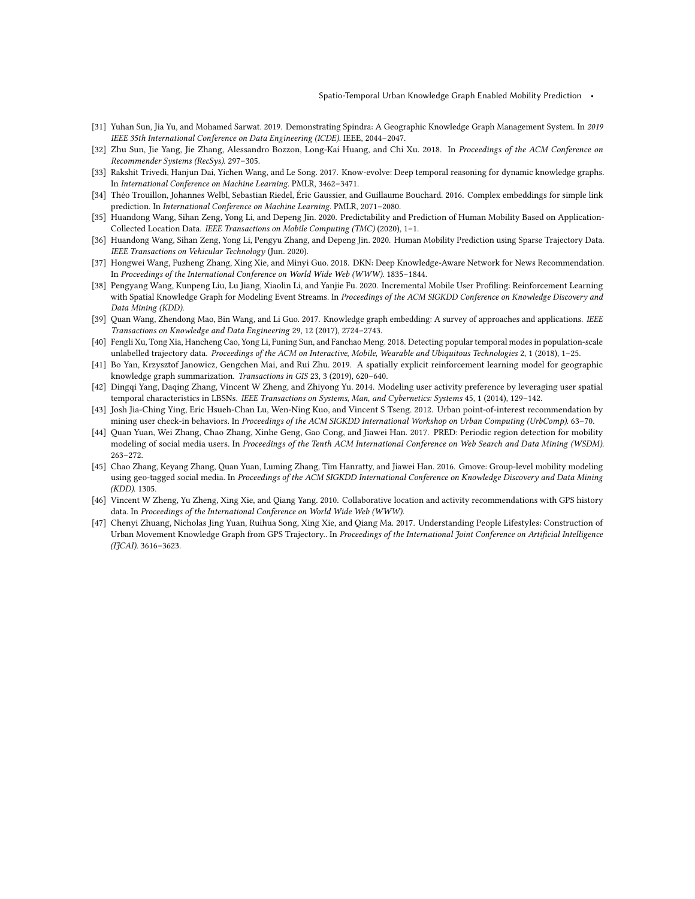[31] Yuhan Sun, Jia Yu, and Mohamed Sarwat. 2019. Demonstrating Spindra: A Geographic Knowledge Graph Management System. In *2019 IEEE 35th International Conference on Data Engineering (ICDE)*. IEEE, 2044–2047.

[32] Zhu Sun, Jie Yang, Jie Zhang, Alessandro Bozzon, Long-Kai Huang, and Chi Xu. 2018. In *Proceedings of the ACM Conference on Recommender Systems (RecSys)*. 297–305.

[33] Rakshit Trivedi, Hanjun Dai, Yichen Wang, and Le Song. 2017. Know-evolve: Deep temporal reasoning for dynamic knowledge graphs. In *International Conference on Machine Learning*. PMLR, 3462–3471.

[34] Théo Trouillon, Johannes Welbl, Sebastian Riedel, Éric Gaussier, and Guillaume Bouchard. 2016. Complex embeddings for simple link prediction. In *International Conference on Machine Learning*. PMLR, 2071–2080.

[35] Huandong Wang, Sihan Zeng, Yong Li, and Depeng Jin. 2020. Predictability and Prediction of Human Mobility Based on Application-Collected Location Data. *IEEE Transactions on Mobile Computing (TMC)* (2020), 1–1.

[36] Huandong Wang, Sihan Zeng, Yong Li, Pengyu Zhang, and Depeng Jin. 2020. Human Mobility Prediction using Sparse Trajectory Data. *IEEE Transactions on Vehicular Technology* (Jun. 2020).

[37] Hongwei Wang, Fuzheng Zhang, Xing Xie, and Minyi Guo. 2018. DKN: Deep Knowledge-Aware Network for News Recommendation. In *Proceedings of the International Conference on World Wide Web (WWW)*. 1835–1844.

[38] Pengyang Wang, Kunpeng Liu, Lu Jiang, Xiaolin Li, and Yanjie Fu. 2020. Incremental Mobile User Profiling: Reinforcement Learning with Spatial Knowledge Graph for Modeling Event Streams. In *Proceedings of the ACM SIGKDD Conference on Knowledge Discovery and Data Mining (KDD)*.

[39] Quan Wang, Zhendong Mao, Bin Wang, and Li Guo. 2017. Knowledge graph embedding: A survey of approaches and applications. *IEEE Transactions on Knowledge and Data Engineering* 29, 12 (2017), 2724–2743.

[40] Fengli Xu, Tong Xia, Hancheng Cao, Yong Li, Funing Sun, and Fanchao Meng. 2018. Detecting popular temporal modes in population-scale unlabelled trajectory data. *Proceedings of the ACM on Interactive, Mobile, Wearable and Ubiquitous Technologies* 2, 1 (2018), 1–25.

[41] Bo Yan, Krzysztof Janowicz, Gengchen Mai, and Rui Zhu. 2019. A spatially explicit reinforcement learning model for geographic knowledge graph summarization. *Transactions in GIS* 23, 3 (2019), 620–640.

[42] Dingqi Yang, Daqing Zhang, Vincent W Zheng, and Zhiyong Yu. 2014. Modeling user activity preference by leveraging user spatial temporal characteristics in LBSNs. *IEEE Transactions on Systems, Man, and Cybernetics: Systems* 45, 1 (2014), 129–142.

[43] Josh Jia-Ching Ying, Eric Hsueh-Chan Lu, Wen-Ning Kuo, and Vincent S Tseng. 2012. Urban point-of-interest recommendation by mining user check-in behaviors. In *Proceedings of the ACM SIGKDD International Workshop on Urban Computing (UrbComp)*. 63–70.

[44] Quan Yuan, Wei Zhang, Chao Zhang, Xinhe Geng, Gao Cong, and Jiawei Han. 2017. PRED: Periodic region detection for mobility modeling of social media users. In *Proceedings of the Tenth ACM International Conference on Web Search and Data Mining (WSDM)*. 263–272.

[45] Chao Zhang, Keyang Zhang, Quan Yuan, Luming Zhang, Tim Hanratty, and Jiawei Han. 2016. Gmove: Group-level mobility modeling using geo-tagged social media. In *Proceedings of the ACM SIGKDD International Conference on Knowledge Discovery and Data Mining (KDD)*. 1305.

[46] Vincent W Zheng, Yu Zheng, Xing Xie, and Qiang Yang. 2010. Collaborative location and activity recommendations with GPS history data. In *Proceedings of the International Conference on World Wide Web (WWW)*.

[47] Chenyi Zhuang, Nicholas Jing Yuan, Ruihua Song, Xing Xie, and Qiang Ma. 2017. Understanding People Lifestyles: Construction of Urban Movement Knowledge Graph from GPS Trajectory.. In *Proceedings of the International Joint Conference on Artificial Intelligence (IJCAI)*. 3616–3623.